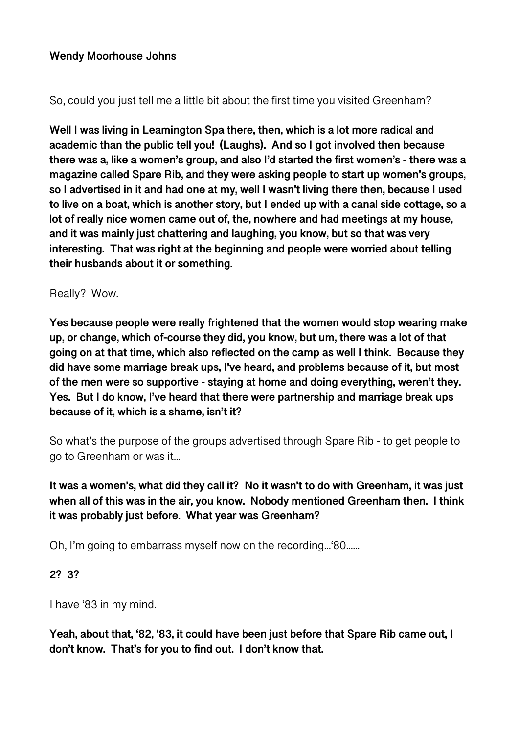**Wendy Moorhouse Johns**

So, could you just tell me a little bit about the first time you visited Greenham?

**Well I was living in Leamington Spa there, then, which is a lot more radical and academic than the public tell you! (Laughs). And so I got involved then because there was a, like a women's group, and also I'd started the first women's - there was a magazine called Spare Rib, and they were asking people to start up women's groups, so I advertised in it and had one at my, well I wasn't living there then, because I used to live on a boat, which is another story, but I ended up with a canal side cottage, so a lot of really nice women came out of, the, nowhere and had meetings at my house, and it was mainly just chattering and laughing, you know, but so that was very interesting. That was right at the beginning and people were worried about telling their husbands about it or something.**

Really? Wow.

**Yes because people were really frightened that the women would stop wearing make up, or change, which of-course they did, you know, but um, there was a lot of that going on at that time, which also reflected on the camp as well I think. Because they did have some marriage break ups, I've heard, and problems because of it, but most of the men were so supportive - staying at home and doing everything, weren't they. Yes. But I do know, I've heard that there were partnership and marriage break ups because of it, which is a shame, isn't it?**

So what's the purpose of the groups advertised through Spare Rib - to get people to go to Greenham or was it...

**It was a women's, what did they call it? No it wasn't to do with Greenham, it was just when all of this was in the air, you know. Nobody mentioned Greenham then. I think it was probably just before. What year was Greenham?**

Oh, I'm going to embarrass myself now on the recording...'80......

**2? 3?**

I have '83 in my mind.

**Yeah, about that, '82, '83, it could have been just before that Spare Rib came out, I don't know. That's for you to find out. I don't know that.**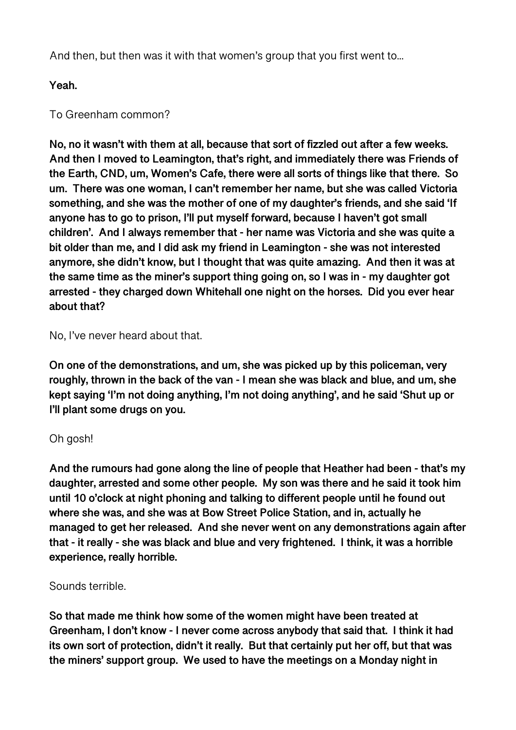And then, but then was it with that women's group that you first went to...

**Yeah.**

To Greenham common?

**No, no it wasn't with them at all, because that sort of fizzled out after a few weeks. And then I moved to Leamington, that's right, and immediately there was Friends of the Earth, CND, um, Women's Cafe, there were all sorts of things like that there. So um. There was one woman, I can't remember her name, but she was called Victoria something, and she was the mother of one of my daughter's friends, and she said 'If anyone has to go to prison, I'll put myself forward, because I haven't got small children'. And I always remember that - her name was Victoria and she was quite a bit older than me, and I did ask my friend in Leamington - she was not interested anymore, she didn't know, but I thought that was quite amazing. And then it was at the same time as the miner's support thing going on, so I was in - my daughter got arrested - they charged down Whitehall one night on the horses. Did you ever hear about that?**

No, I've never heard about that.

**On one of the demonstrations, and um, she was picked up by this policeman, very roughly, thrown in the back of the van - I mean she was black and blue, and um, she kept saying 'I'm not doing anything, I'm not doing anything', and he said 'Shut up or I'll plant some drugs on you.**

Oh gosh!

**And the rumours had gone along the line of people that Heather had been - that's my daughter, arrested and some other people. My son was there and he said it took him until 10 o'clock at night phoning and talking to different people until he found out where she was, and she was at Bow Street Police Station, and in, actually he managed to get her released. And she never went on any demonstrations again after that - it really - she was black and blue and very frightened. I think, it was a horrible experience, really horrible.**

Sounds terrible.

**So that made me think how some of the women might have been treated at Greenham, I don't know - I never come across anybody that said that. I think it had its own sort of protection, didn't it really. But that certainly put her off, but that was the miners' support group. We used to have the meetings on a Monday night in**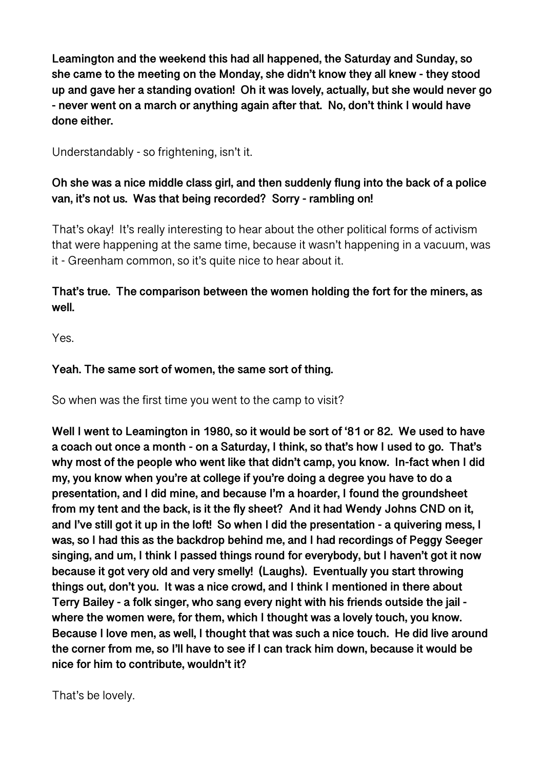**Leamington and the weekend this had all happened, the Saturday and Sunday, so she came to the meeting on the Monday, she didn't know they all knew - they stood up and gave her a standing ovation! Oh it was lovely, actually, but she would never go - never went on a march or anything again after that. No, don't think I would have done either.**

Understandably - so frightening, isn't it.

**Oh she was a nice middle class girl, and then suddenly flung into the back of a police van, it's not us. Was that being recorded? Sorry - rambling on!**

That's okay! It's really interesting to hear about the other political forms of activism that were happening at the same time, because it wasn't happening in a vacuum, was it - Greenham common, so it's quite nice to hear about it.

**That's true. The comparison between the women holding the fort for the miners, as well.**

Yes.

**Yeah. The same sort of women, the same sort of thing.**

So when was the first time you went to the camp to visit?

**Well I went to Leamington in 1980, so it would be sort of '81 or 82. We used to have a coach out once a month - on a Saturday, I think, so that's how I used to go. That's why most of the people who went like that didn't camp, you know. In-fact when I did my, you know when you're at college if you're doing a degree you have to do a presentation, and I did mine, and because I'm a hoarder, I found the groundsheet from my tent and the back, is it the fly sheet? And it had Wendy Johns CND on it, and I've still got it up in the loft! So when I did the presentation - a quivering mess, I was, so I had this as the backdrop behind me, and I had recordings of Peggy Seeger singing, and um, I think I passed things round for everybody, but I haven't got it now because it got very old and very smelly! (Laughs). Eventually you start throwing things out, don't you. It was a nice crowd, and I think I mentioned in there about Terry Bailey - a folk singer, who sang every night with his friends outside the jail - where the women were, for them, which I thought was a lovely touch, you know. Because I love men, as well, I thought that was such a nice touch. He did live around the corner from me, so I'll have to see if I can track him down, because it would be nice for him to contribute, wouldn't it?**

That's be lovely.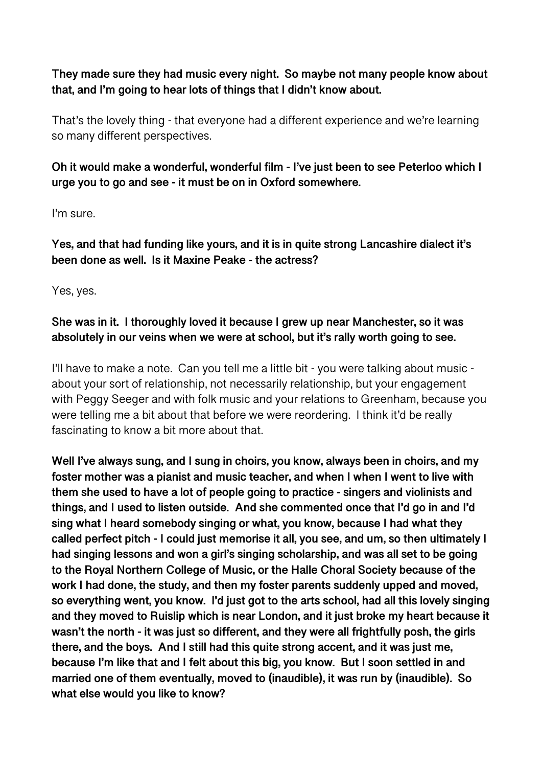**They made sure they had music every night. So maybe not many people know about that, and I'm going to hear lots of things that I didn't know about.**

That's the lovely thing - that everyone had a different experience and we're learning so many different perspectives.

**Oh it would make a wonderful, wonderful film - I've just been to see Peterloo which I urge you to go and see - it must be on in Oxford somewhere.**

I'm sure.

**Yes, and that had funding like yours, and it is in quite strong Lancashire dialect it's been done as well. Is it Maxine Peake - the actress?**

Yes, yes.

**She was in it. I thoroughly loved it because I grew up near Manchester, so it was absolutely in our veins when we were at school, but it's rally worth going to see.**

I'll have to make a note. Can you tell me a little bit - you were talking about music - about your sort of relationship, not necessarily relationship, but your engagement with Peggy Seeger and with folk music and your relations to Greenham, because you were telling me a bit about that before we were reordering. I think it'd be really fascinating to know a bit more about that.

**Well I've always sung, and I sung in choirs, you know, always been in choirs, and my foster mother was a pianist and music teacher, and when I when I went to live with them she used to have a lot of people going to practice - singers and violinists and things, and I used to listen outside. And she commented once that I'd go in and I'd sing what I heard somebody singing or what, you know, because I had what they called perfect pitch - I could just memorise it all, you see, and um, so then ultimately I had singing lessons and won a girl's singing scholarship, and was all set to be going to the Royal Northern College of Music, or the Halle Choral Society because of the work I had done, the study, and then my foster parents suddenly upped and moved, so everything went, you know. I'd just got to the arts school, had all this lovely singing and they moved to Ruislip which is near London, and it just broke my heart because it wasn't the north - it was just so different, and they were all frightfully posh, the girls there, and the boys. And I still had this quite strong accent, and it was just me, because I'm like that and I felt about this big, you know. But I soon settled in and married one of them eventually, moved to (inaudible), it was run by (inaudible). So what else would you like to know?**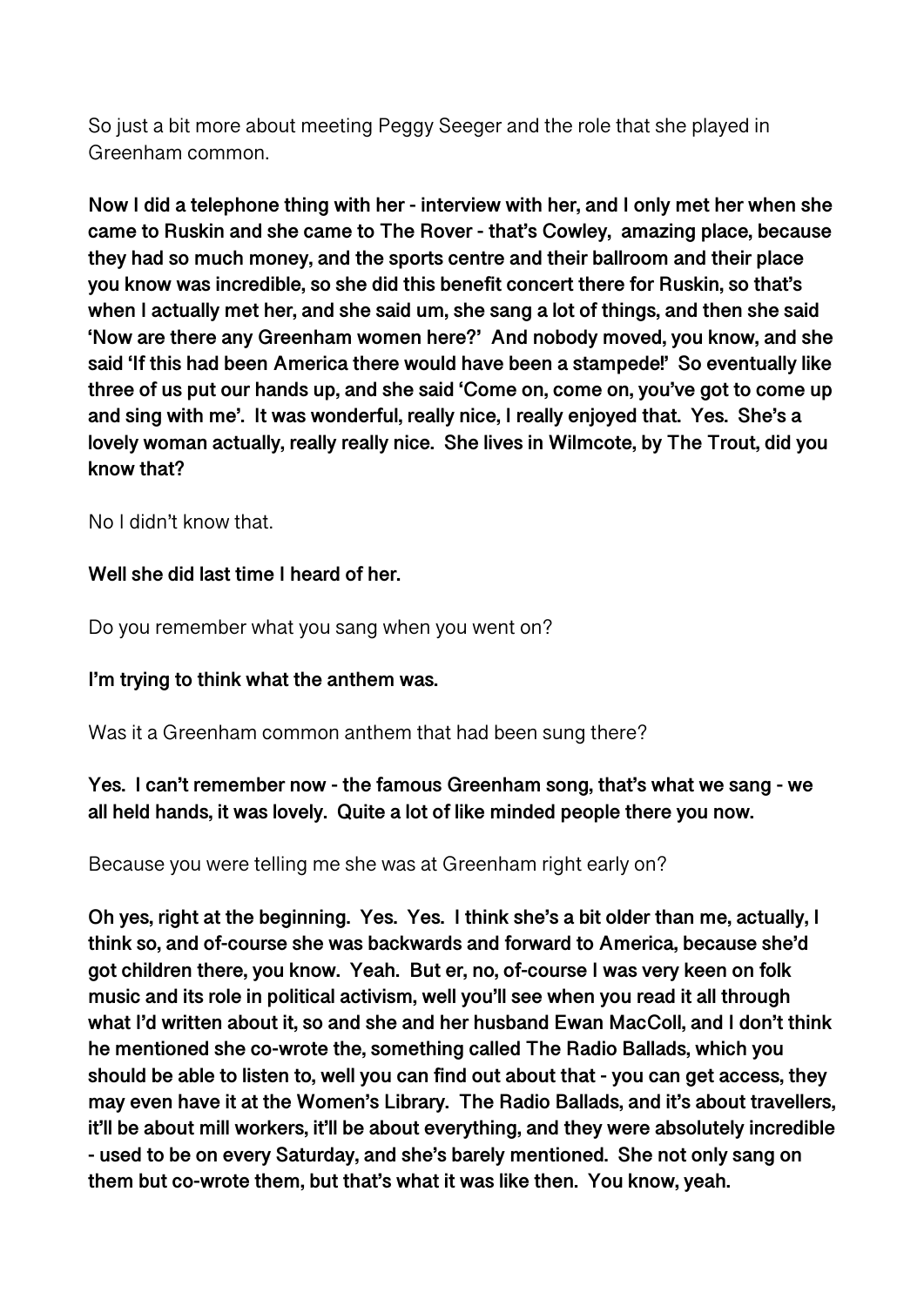So just a bit more about meeting Peggy Seeger and the role that she played in Greenham common.

**Now I did a telephone thing with her - interview with her, and I only met her when she came to Ruskin and she came to The Rover - that's Cowley, amazing place, because they had so much money, and the sports centre and their ballroom and their place you know was incredible, so she did this benefit concert there for Ruskin, so that's when I actually met her, and she said um, she sang a lot of things, and then she said 'Now are there any Greenham women here?' And nobody moved, you know, and she said 'If this had been America there would have been a stampede!' So eventually like three of us put our hands up, and she said 'Come on, come on, you've got to come up and sing with me'. It was wonderful, really nice, I really enjoyed that. Yes. She's a lovely woman actually, really really nice. She lives in Wilmcote, by The Trout, did you know that?**

No I didn't know that.

**Well she did last time I heard of her.**

Do you remember what you sang when you went on?

**I'm trying to think what the anthem was.**

Was it a Greenham common anthem that had been sung there?

**Yes. I can't remember now - the famous Greenham song, that's what we sang - we all held hands, it was lovely. Quite a lot of like minded people there you now.**

Because you were telling me she was at Greenham right early on?

**Oh yes, right at the beginning. Yes. Yes. I think she's a bit older than me, actually, I think so, and of-course she was backwards and forward to America, because she'd got children there, you know. Yeah. But er, no, of-course I was very keen on folk music and its role in political activism, well you'll see when you read it all through what I'd written about it, so and she and her husband Ewan MacColl, and I don't think he mentioned she co-wrote the, something called The Radio Ballads, which you should be able to listen to, well you can find out about that - you can get access, they may even have it at the Women's Library. The Radio Ballads, and it's about travellers, it'll be about mill workers, it'll be about everything, and they were absolutely incredible - used to be on every Saturday, and she's barely mentioned. She not only sang on them but co-wrote them, but that's what it was like then. You know, yeah.**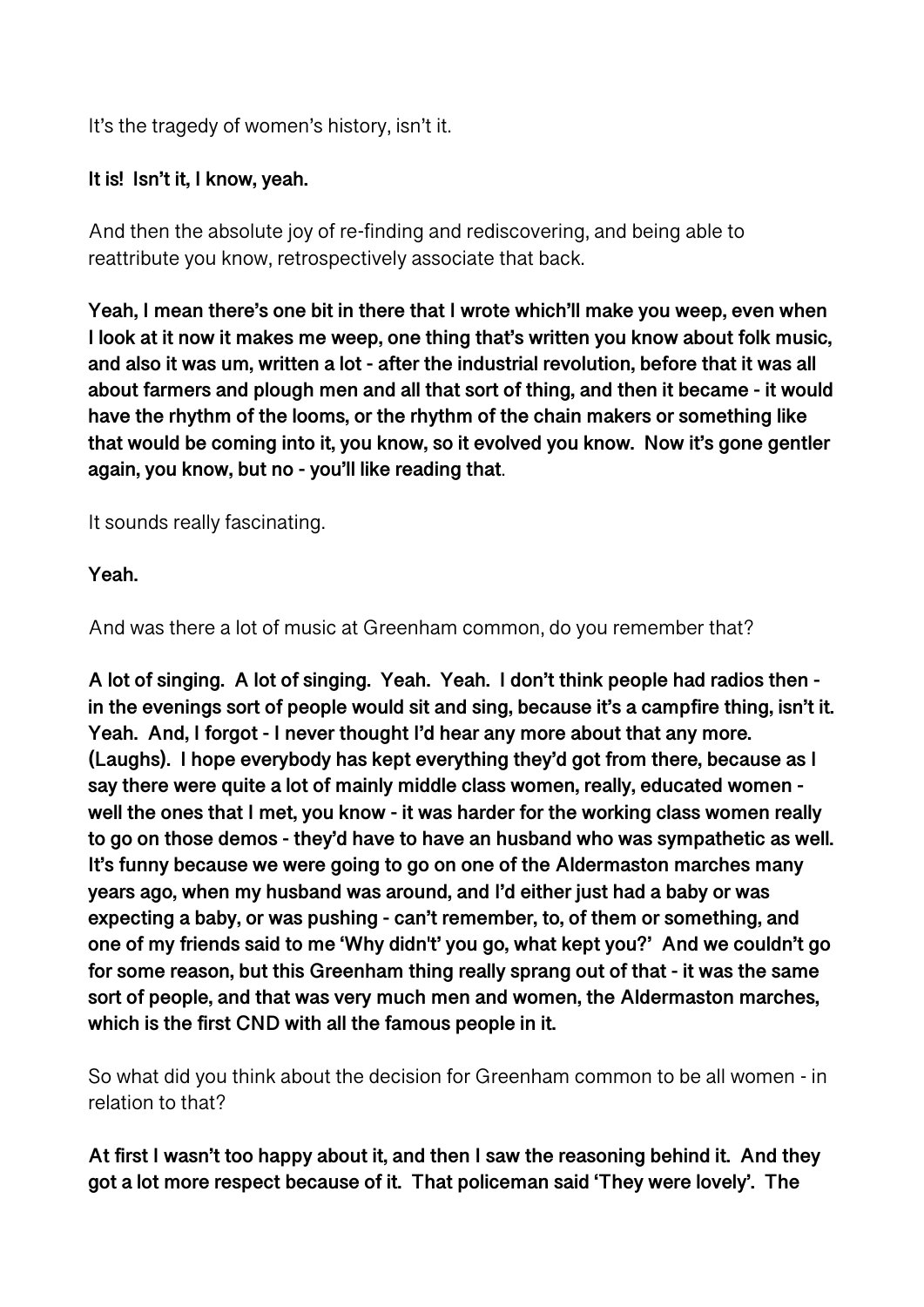It's the tragedy of women's history, isn't it.

**It is! Isn't it, I know, yeah.**

And then the absolute joy of re-finding and rediscovering, and being able to reattribute you know, retrospectively associate that back.

**Yeah, I mean there's one bit in there that I wrote which'll make you weep, even when I look at it now it makes me weep, one thing that's written you know about folk music, and also it was um, written a lot - after the industrial revolution, before that it was all about farmers and plough men and all that sort of thing, and then it became - it would have the rhythm of the looms, or the rhythm of the chain makers or something like that would be coming into it, you know, so it evolved you know. Now it's gone gentler again, you know, but no - you'll like reading that**.

It sounds really fascinating.

**Yeah.**

And was there a lot of music at Greenham common, do you remember that?

**A lot of singing. A lot of singing. Yeah. Yeah. I don't think people had radios then - in the evenings sort of people would sit and sing, because it's a campfire thing, isn't it. Yeah. And, I forgot - I never thought I'd hear any more about that any more. (Laughs). I hope everybody has kept everything they'd got from there, because as I say there were quite a lot of mainly middle class women, really, educated women - well the ones that I met, you know - it was harder for the working class women really to go on those demos - they'd have to have an husband who was sympathetic as well. It's funny because we were going to go on one of the Aldermaston marches many years ago, when my husband was around, and I'd either just had a baby or was expecting a baby, or was pushing - can't remember, to, of them or something, and one of my friends said to me 'Why didn't' you go, what kept you?' And we couldn't go for some reason, but this Greenham thing really sprang out of that - it was the same sort of people, and that was very much men and women, the Aldermaston marches, which is the first CND with all the famous people in it.**

So what did you think about the decision for Greenham common to be all women - in relation to that?

**At first I wasn't too happy about it, and then I saw the reasoning behind it. And they got a lot more respect because of it. That policeman said 'They were lovely'. The**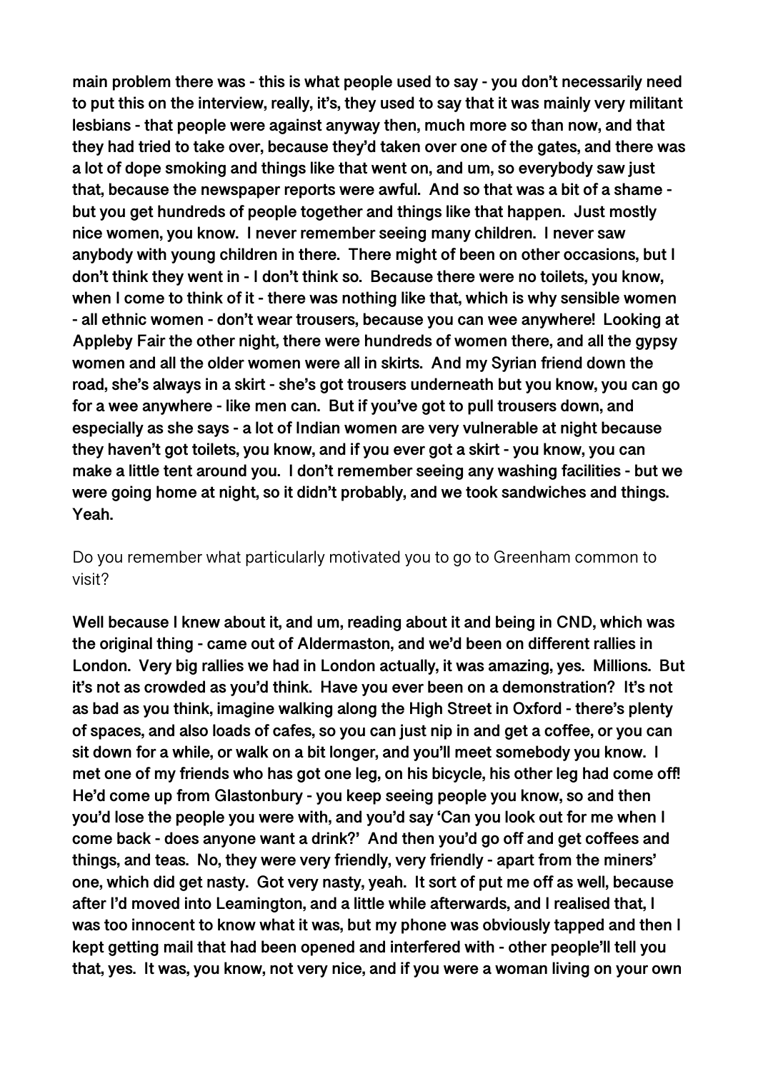**main problem there was - this is what people used to say - you don't necessarily need to put this on the interview, really, it's, they used to say that it was mainly very militant lesbians - that people were against anyway then, much more so than now, and that they had tried to take over, because they'd taken over one of the gates, and there was a lot of dope smoking and things like that went on, and um, so everybody saw just that, because the newspaper reports were awful. And so that was a bit of a shame - but you get hundreds of people together and things like that happen. Just mostly nice women, you know. I never remember seeing many children. I never saw anybody with young children in there. There might of been on other occasions, but I don't think they went in - I don't think so. Because there were no toilets, you know, when I come to think of it - there was nothing like that, which is why sensible women - all ethnic women - don't wear trousers, because you can wee anywhere! Looking at Appleby Fair the other night, there were hundreds of women there, and all the gypsy women and all the older women were all in skirts. And my Syrian friend down the road, she's always in a skirt - she's got trousers underneath but you know, you can go for a wee anywhere - like men can. But if you've got to pull trousers down, and especially as she says - a lot of Indian women are very vulnerable at night because they haven't got toilets, you know, and if you ever got a skirt - you know, you can make a little tent around you. I don't remember seeing any washing facilities - but we were going home at night, so it didn't probably, and we took sandwiches and things. Yeah.**

Do you remember what particularly motivated you to go to Greenham common to visit?

**Well because I knew about it, and um, reading about it and being in CND, which was the original thing - came out of Aldermaston, and we'd been on different rallies in London. Very big rallies we had in London actually, it was amazing, yes. Millions. But it's not as crowded as you'd think. Have you ever been on a demonstration? It's not as bad as you think, imagine walking along the High Street in Oxford - there's plenty of spaces, and also loads of cafes, so you can just nip in and get a coffee, or you can sit down for a while, or walk on a bit longer, and you'll meet somebody you know. I met one of my friends who has got one leg, on his bicycle, his other leg had come off! He'd come up from Glastonbury - you keep seeing people you know, so and then you'd lose the people you were with, and you'd say 'Can you look out for me when I come back - does anyone want a drink?' And then you'd go off and get coffees and things, and teas. No, they were very friendly, very friendly - apart from the miners' one, which did get nasty. Got very nasty, yeah. It sort of put me off as well, because after I'd moved into Leamington, and a little while afterwards, and I realised that, I was too innocent to know what it was, but my phone was obviously tapped and then I kept getting mail that had been opened and interfered with - other people'll tell you that, yes. It was, you know, not very nice, and if you were a woman living on your own**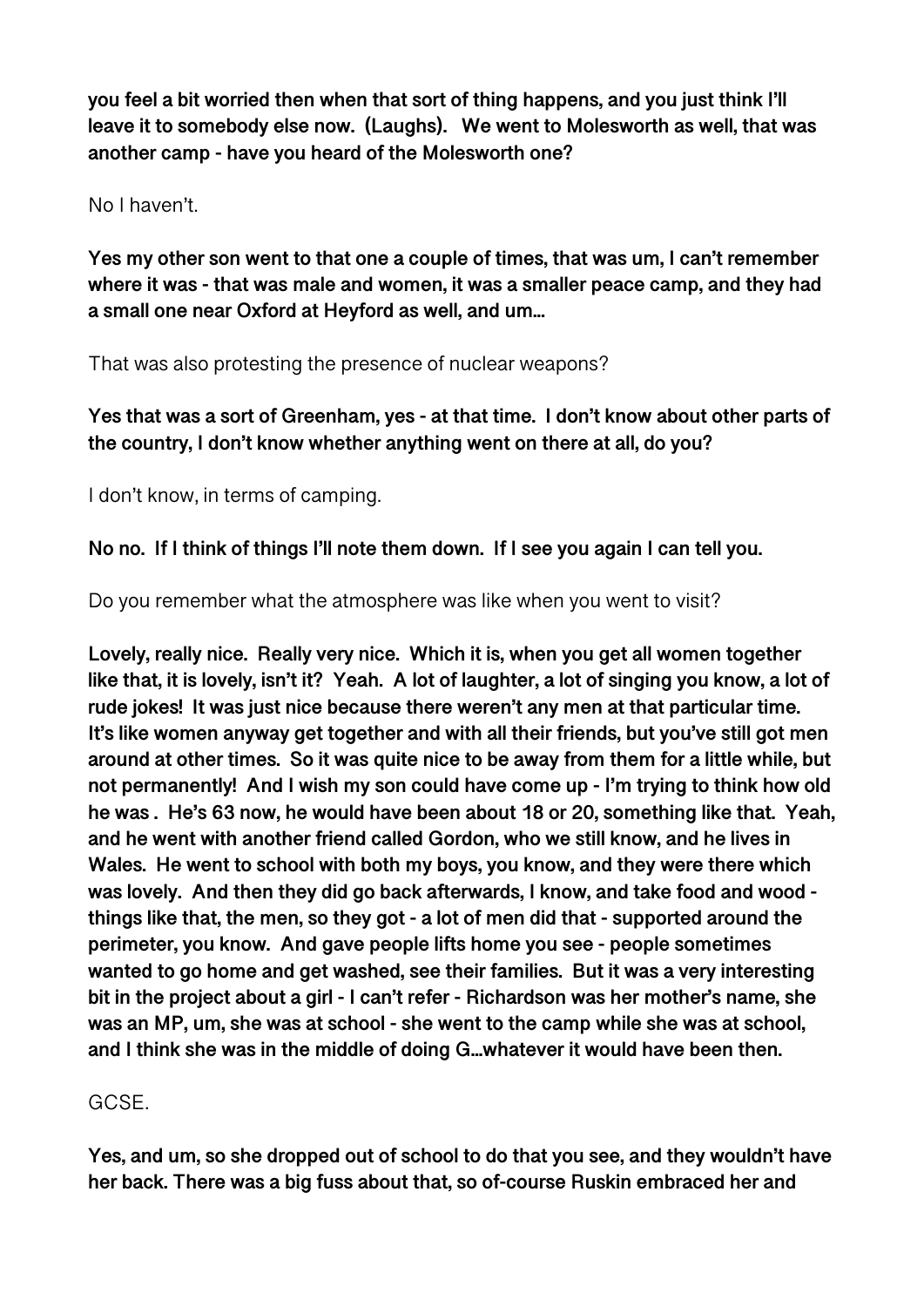**you feel a bit worried then when that sort of thing happens, and you just think I'll leave it to somebody else now. (Laughs). We went to Molesworth as well, that was another camp - have you heard of the Molesworth one?**

No I haven't.

**Yes my other son went to that one a couple of times, that was um, I can't remember where it was - that was male and women, it was a smaller peace camp, and they had a small one near Oxford at Heyford as well, and um...**

That was also protesting the presence of nuclear weapons?

**Yes that was a sort of Greenham, yes - at that time. I don't know about other parts of the country, I don't know whether anything went on there at all, do you?**

I don't know, in terms of camping.

**No no. If I think of things I'll note them down. If I see you again I can tell you.**

Do you remember what the atmosphere was like when you went to visit?

**Lovely, really nice. Really very nice. Which it is, when you get all women together like that, it is lovely, isn't it? Yeah. A lot of laughter, a lot of singing you know, a lot of rude jokes! It was just nice because there weren't any men at that particular time. It's like women anyway get together and with all their friends, but you've still got men around at other times. So it was quite nice to be away from them for a little while, but not permanently! And I wish my son could have come up - I'm trying to think how old he was . He's 63 now, he would have been about 18 or 20, something like that. Yeah, and he went with another friend called Gordon, who we still know, and he lives in Wales. He went to school with both my boys, you know, and they were there which was lovely. And then they did go back afterwards, I know, and take food and wood - things like that, the men, so they got - a lot of men did that - supported around the perimeter, you know. And gave people lifts home you see - people sometimes wanted to go home and get washed, see their families. But it was a very interesting bit in the project about a girl - I can't refer - Richardson was her mother's name, she was an MP, um, she was at school - she went to the camp while she was at school, and I think she was in the middle of doing G...whatever it would have been then.**

GCSE.

**Yes, and um, so she dropped out of school to do that you see, and they wouldn't have her back. There was a big fuss about that, so of-course Ruskin embraced her and**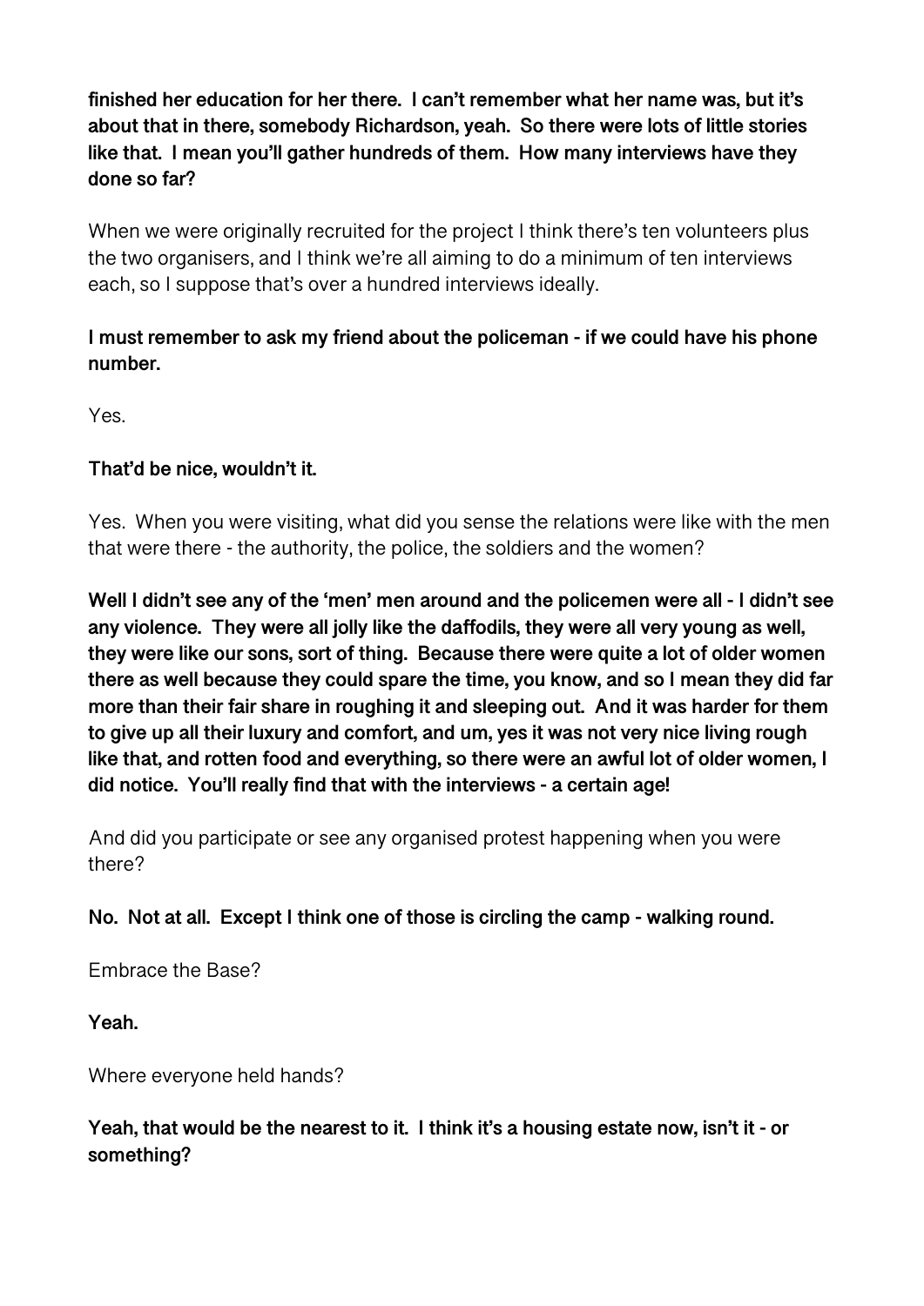**finished her education for her there. I can't remember what her name was, but it's about that in there, somebody Richardson, yeah. So there were lots of little stories like that. I mean you'll gather hundreds of them. How many interviews have they done so far?**

When we were originally recruited for the project I think there's ten volunteers plus the two organisers, and I think we're all aiming to do a minimum of ten interviews each, so I suppose that's over a hundred interviews ideally.

**I must remember to ask my friend about the policeman - if we could have his phone number.**

Yes.

**That'd be nice, wouldn't it.**

Yes. When you were visiting, what did you sense the relations were like with the men that were there - the authority, the police, the soldiers and the women?

**Well I didn't see any of the 'men' men around and the policemen were all - I didn't see any violence. They were all jolly like the daffodils, they were all very young as well, they were like our sons, sort of thing. Because there were quite a lot of older women there as well because they could spare the time, you know, and so I mean they did far more than their fair share in roughing it and sleeping out. And it was harder for them to give up all their luxury and comfort, and um, yes it was not very nice living rough like that, and rotten food and everything, so there were an awful lot of older women, I did notice. You'll really find that with the interviews - a certain age!**

And did you participate or see any organised protest happening when you were there?

**No. Not at all. Except I think one of those is circling the camp - walking round.**

Embrace the Base?

**Yeah.**

Where everyone held hands?

**Yeah, that would be the nearest to it. I think it's a housing estate now, isn't it - or something?**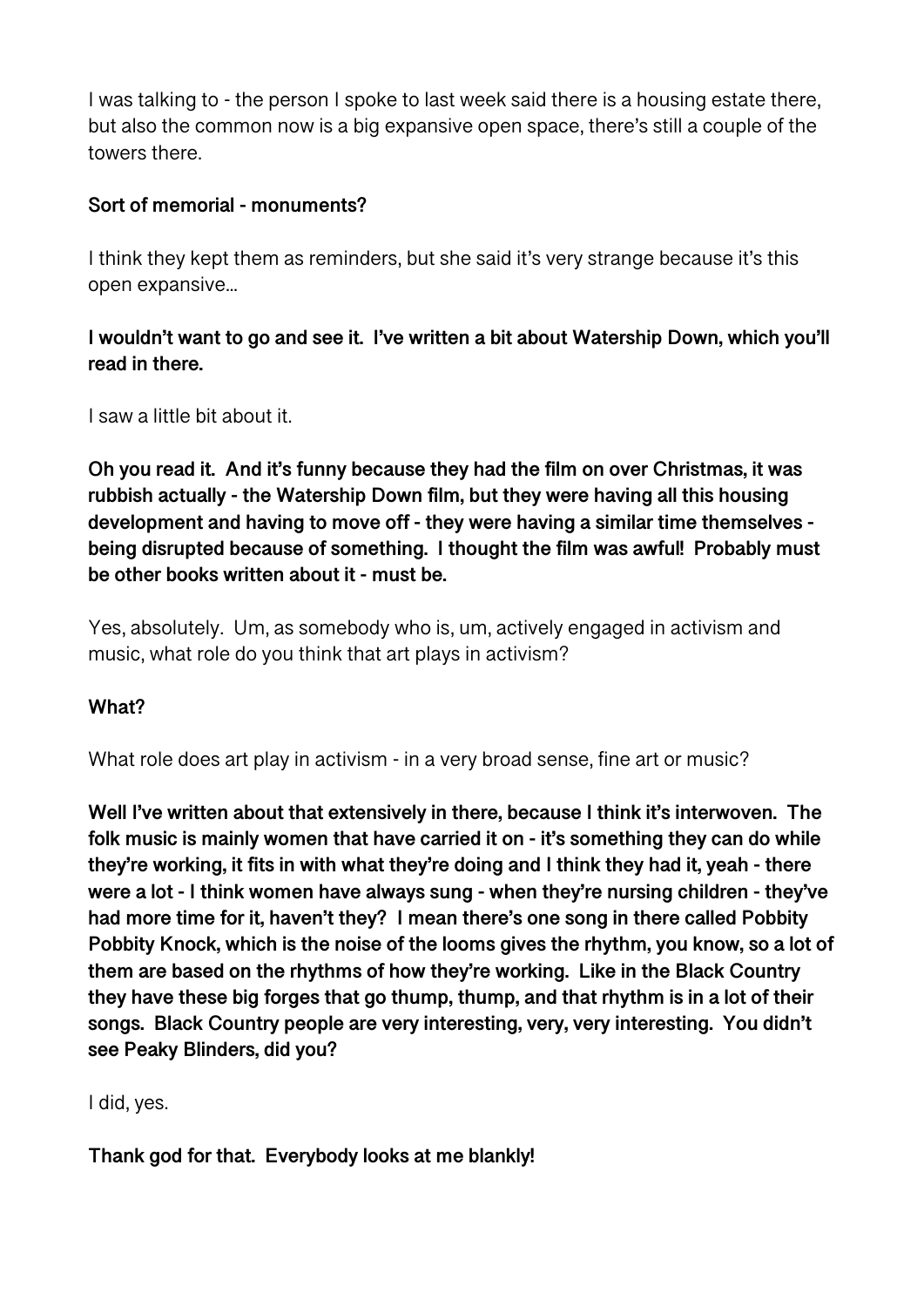I was talking to - the person I spoke to last week said there is a housing estate there, but also the common now is a big expansive open space, there's still a couple of the towers there.

**Sort of memorial - monuments?**

I think they kept them as reminders, but she said it's very strange because it's this open expansive…

**I wouldn't want to go and see it. I've written a bit about Watership Down, which you'll read in there.**

I saw a little bit about it.

**Oh you read it. And it's funny because they had the film on over Christmas, it was rubbish actually - the Watership Down film, but they were having all this housing development and having to move off - they were having a similar time themselves - being disrupted because of something. I thought the film was awful! Probably must be other books written about it - must be.**

Yes, absolutely. Um, as somebody who is, um, actively engaged in activism and music, what role do you think that art plays in activism?

**What?**

What role does art play in activism - in a very broad sense, fine art or music?

**Well I've written about that extensively in there, because I think it's interwoven. The folk music is mainly women that have carried it on - it's something they can do while they're working, it fits in with what they're doing and I think they had it, yeah - there were a lot - I think women have always sung - when they're nursing children - they've had more time for it, haven't they? I mean there's one song in there called Pobbity Pobbity Knock, which is the noise of the looms gives the rhythm, you know, so a lot of them are based on the rhythms of how they're working. Like in the Black Country they have these big forges that go thump, thump, and that rhythm is in a lot of their songs. Black Country people are very interesting, very, very interesting. You didn't see Peaky Blinders, did you?**

I did, yes.

**Thank god for that. Everybody looks at me blankly!**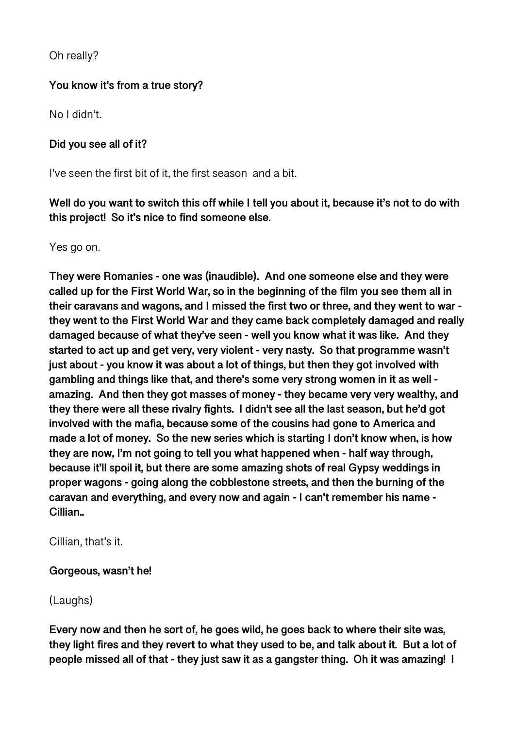Oh really?

**You know it's from a true story?**

No I didn't.

**Did you see all of it?**

I've seen the first bit of it, the first season  and a bit.

**Well do you want to switch this off while I tell you about it, because it's not to do with this project!  So it's nice to find someone else.**

Yes go on.

**They were Romanies - one was (inaudible).  And one someone else and they were called up for the First World War, so in the beginning of the film you see them all in their caravans and wagons, and I missed the first two or three, and they went to war - they went to the First World War and they came back completely damaged and really damaged because of what they've seen - well you know what it was like.  And they started to act up and get very, very violent - very nasty.  So that programme wasn't just about - you know it was about a lot of things, but then they got involved with gambling and things like that, and there's some very strong women in it as well - amazing.  And then they got masses of money - they became very very wealthy, and they there were all these rivalry fights.  I didn't see all the last season, but he'd got involved with the mafia, because some of the cousins had gone to America and made a lot of money.  So the new series which is starting I don't know when, is how they are now, I'm not going to tell you what happened when - half way through, because it'll spoil it, but there are some amazing shots of real Gypsy weddings in proper wagons - going along the cobblestone streets, and then the burning of the caravan and everything, and every now and again - I can't remember his name - Cillian..**

Cillian, that's it.

**Gorgeous, wasn't he!**

(Laughs)

**Every now and then he sort of, he goes wild, he goes back to where their site was, they light fires and they revert to what they used to be, and talk about it.  But a lot of people missed all of that - they just saw it as a gangster thing.  Oh it was amazing!  I**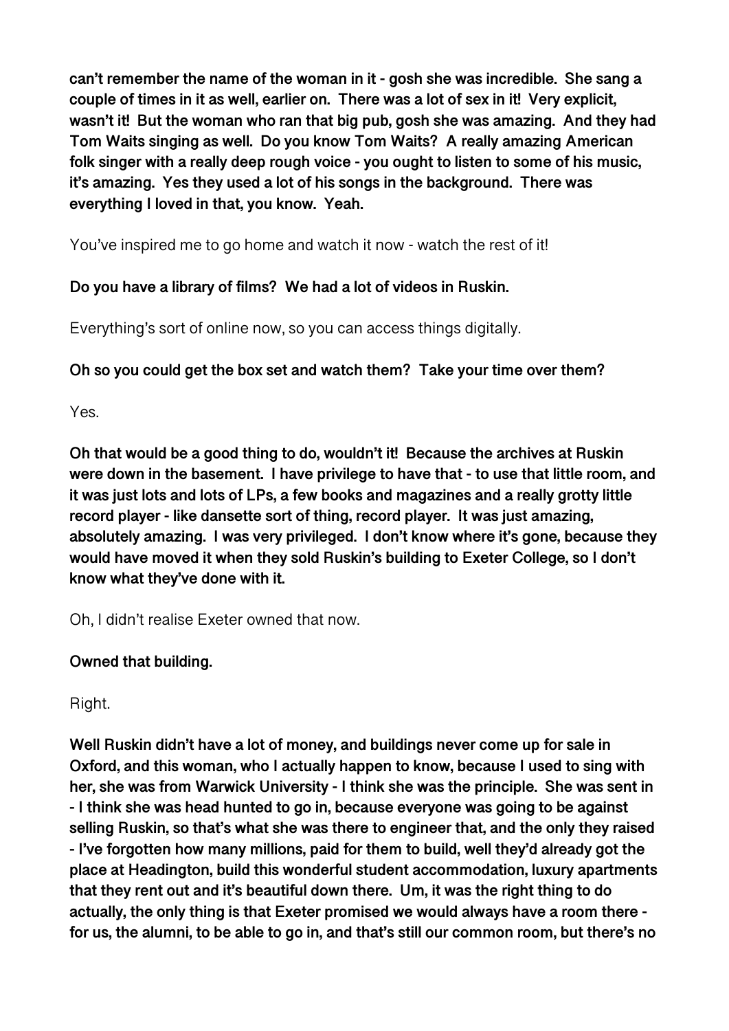**can't remember the name of the woman in it - gosh she was incredible. She sang a couple of times in it as well, earlier on. There was a lot of sex in it! Very explicit, wasn't it! But the woman who ran that big pub, gosh she was amazing. And they had Tom Waits singing as well. Do you know Tom Waits? A really amazing American folk singer with a really deep rough voice - you ought to listen to some of his music, it's amazing. Yes they used a lot of his songs in the background. There was everything I loved in that, you know. Yeah.**

You've inspired me to go home and watch it now - watch the rest of it!

**Do you have a library of films? We had a lot of videos in Ruskin.**

Everything's sort of online now, so you can access things digitally.

**Oh so you could get the box set and watch them? Take your time over them?**

Yes.

**Oh that would be a good thing to do, wouldn't it! Because the archives at Ruskin were down in the basement. I have privilege to have that - to use that little room, and it was just lots and lots of LPs, a few books and magazines and a really grotty little record player - like dansette sort of thing, record player. It was just amazing, absolutely amazing. I was very privileged. I don't know where it's gone, because they would have moved it when they sold Ruskin's building to Exeter College, so I don't know what they've done with it.**

Oh, I didn't realise Exeter owned that now.

**Owned that building.**

Right.

**Well Ruskin didn't have a lot of money, and buildings never come up for sale in Oxford, and this woman, who I actually happen to know, because I used to sing with her, she was from Warwick University - I think she was the principle. She was sent in - I think she was head hunted to go in, because everyone was going to be against selling Ruskin, so that's what she was there to engineer that, and the only they raised - I've forgotten how many millions, paid for them to build, well they'd already got the place at Headington, build this wonderful student accommodation, luxury apartments that they rent out and it's beautiful down there. Um, it was the right thing to do actually, the only thing is that Exeter promised we would always have a room there - for us, the alumni, to be able to go in, and that's still our common room, but there's no**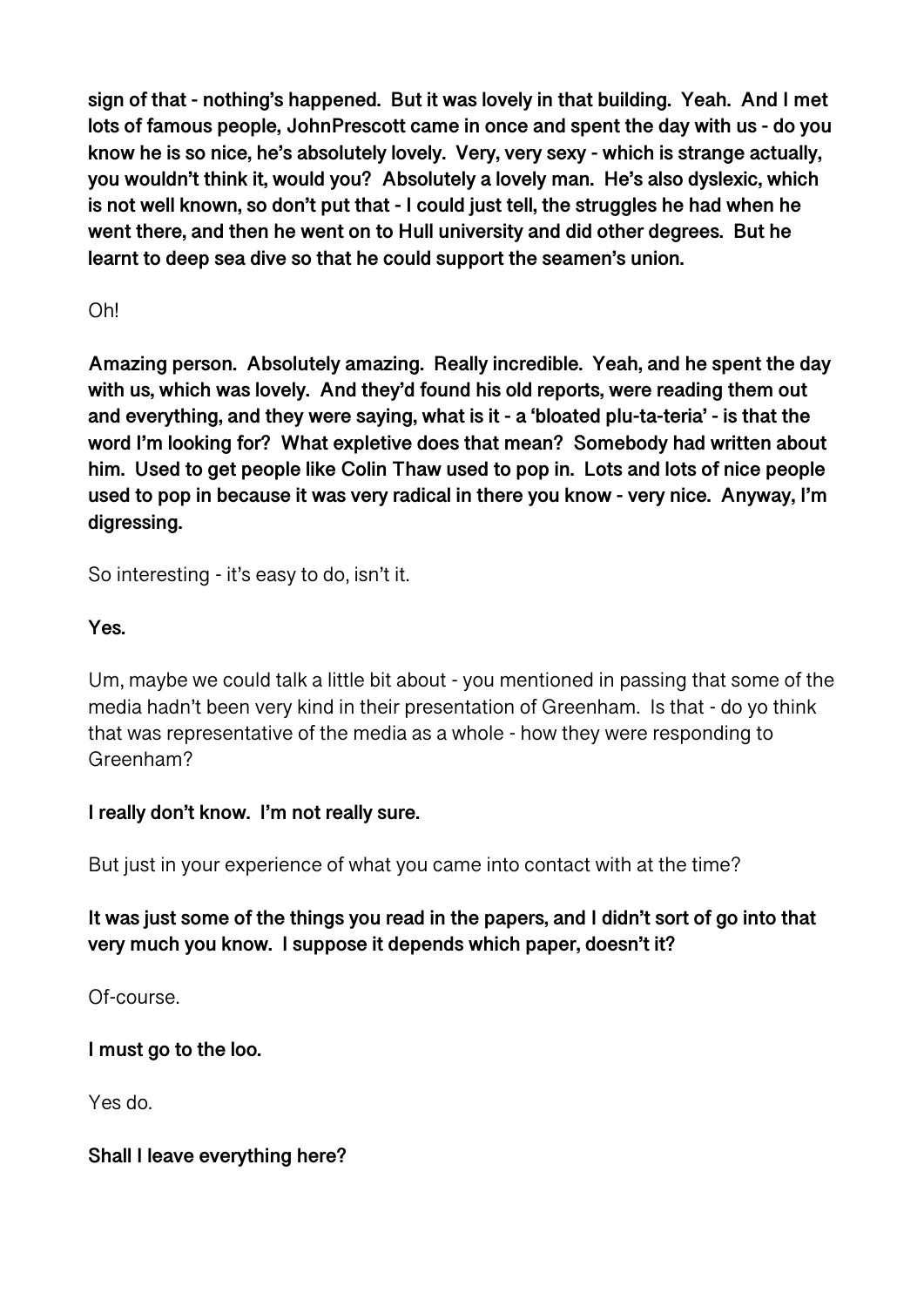**sign of that - nothing's happened. But it was lovely in that building. Yeah. And I met lots of famous people, JohnPrescott came in once and spent the day with us - do you know he is so nice, he's absolutely lovely. Very, very sexy - which is strange actually, you wouldn't think it, would you? Absolutely a lovely man. He's also dyslexic, which is not well known, so don't put that - I could just tell, the struggles he had when he went there, and then he went on to Hull university and did other degrees. But he learnt to deep sea dive so that he could support the seamen's union.**

Oh!

**Amazing person. Absolutely amazing. Really incredible. Yeah, and he spent the day with us, which was lovely. And they'd found his old reports, were reading them out and everything, and they were saying, what is it - a 'bloated plu-ta-teria' - is that the word I'm looking for? What expletive does that mean? Somebody had written about him. Used to get people like Colin Thaw used to pop in. Lots and lots of nice people used to pop in because it was very radical in there you know - very nice. Anyway, I'm digressing.**

So interesting - it's easy to do, isn't it.

**Yes.**

Um, maybe we could talk a little bit about - you mentioned in passing that some of the media hadn't been very kind in their presentation of Greenham. Is that - do yo think that was representative of the media as a whole - how they were responding to Greenham?

**I really don't know. I'm not really sure.**

But just in your experience of what you came into contact with at the time?

**It was just some of the things you read in the papers, and I didn't sort of go into that very much you know. I suppose it depends which paper, doesn't it?**

Of-course.

**I must go to the loo.**

Yes do.

**Shall I leave everything here?**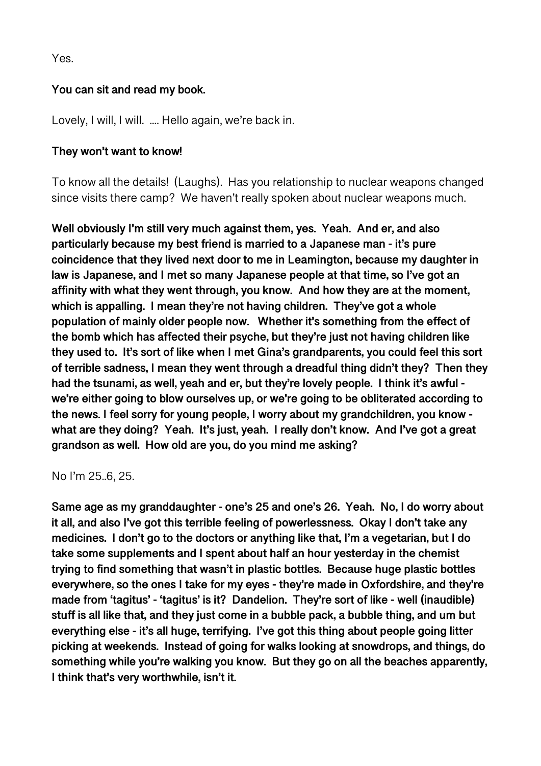Yes.

**You can sit and read my book.**

Lovely, I will, I will. .... Hello again, we're back in.

**They won't want to know!**

To know all the details! (Laughs). Has you relationship to nuclear weapons changed since visits there camp? We haven't really spoken about nuclear weapons much.

**Well obviously I'm still very much against them, yes. Yeah. And er, and also particularly because my best friend is married to a Japanese man - it's pure coincidence that they lived next door to me in Leamington, because my daughter in law is Japanese, and I met so many Japanese people at that time, so I've got an affinity with what they went through, you know. And how they are at the moment, which is appalling. I mean they're not having children. They've got a whole population of mainly older people now. Whether it's something from the effect of the bomb which has affected their psyche, but they're just not having children like they used to. It's sort of like when I met Gina's grandparents, you could feel this sort of terrible sadness, I mean they went through a dreadful thing didn't they? Then they had the tsunami, as well, yeah and er, but they're lovely people. I think it's awful - we're either going to blow ourselves up, or we're going to be obliterated according to the news. I feel sorry for young people, I worry about my grandchildren, you know - what are they doing? Yeah. It's just, yeah. I really don't know. And I've got a great grandson as well. How old are you, do you mind me asking?**

No I'm 25..6, 25.

**Same age as my granddaughter - one's 25 and one's 26. Yeah. No, I do worry about it all, and also I've got this terrible feeling of powerlessness. Okay I don't take any medicines. I don't go to the doctors or anything like that, I'm a vegetarian, but I do take some supplements and I spent about half an hour yesterday in the chemist trying to find something that wasn't in plastic bottles. Because huge plastic bottles everywhere, so the ones I take for my eyes - they're made in Oxfordshire, and they're made from 'tagitus' - 'tagitus' is it? Dandelion. They're sort of like - well (inaudible) stuff is all like that, and they just come in a bubble pack, a bubble thing, and um but everything else - it's all huge, terrifying. I've got this thing about people going litter picking at weekends. Instead of going for walks looking at snowdrops, and things, do something while you're walking you know. But they go on all the beaches apparently, I think that's very worthwhile, isn't it.**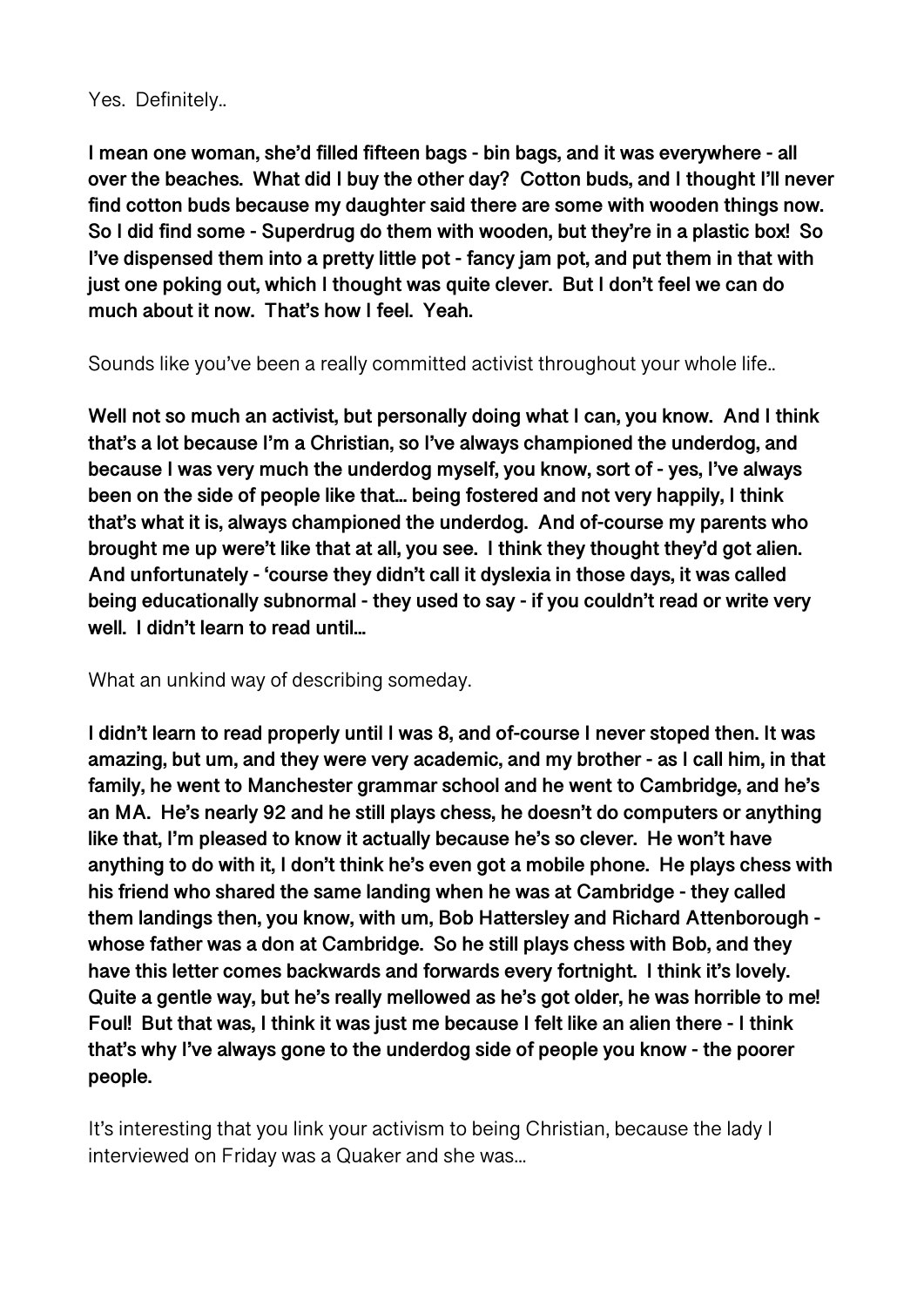Yes. Definitely..

**I mean one woman, she'd filled fifteen bags - bin bags, and it was everywhere - all over the beaches. What did I buy the other day? Cotton buds, and I thought I'll never find cotton buds because my daughter said there are some with wooden things now. So I did find some - Superdrug do them with wooden, but they're in a plastic box! So I've dispensed them into a pretty little pot - fancy jam pot, and put them in that with just one poking out, which I thought was quite clever. But I don't feel we can do much about it now. That's how I feel. Yeah.**

Sounds like you've been a really committed activist throughout your whole life..

**Well not so much an activist, but personally doing what I can, you know. And I think that's a lot because I'm a Christian, so I've always championed the underdog, and because I was very much the underdog myself, you know, sort of - yes, I've always been on the side of people like that... being fostered and not very happily, I think that's what it is, always championed the underdog. And of-course my parents who brought me up were't like that at all, you see. I think they thought they'd got alien. And unfortunately - 'course they didn't call it dyslexia in those days, it was called being educationally subnormal - they used to say - if you couldn't read or write very well. I didn't learn to read until...**

What an unkind way of describing someday.

**I didn't learn to read properly until I was 8, and of-course I never stoped then. It was amazing, but um, and they were very academic, and my brother - as I call him, in that family, he went to Manchester grammar school and he went to Cambridge, and he's an MA. He's nearly 92 and he still plays chess, he doesn't do computers or anything like that, I'm pleased to know it actually because he's so clever. He won't have anything to do with it, I don't think he's even got a mobile phone. He plays chess with his friend who shared the same landing when he was at Cambridge - they called them landings then, you know, with um, Bob Hattersley and Richard Attenborough - whose father was a don at Cambridge. So he still plays chess with Bob, and they have this letter comes backwards and forwards every fortnight. I think it's lovely. Quite a gentle way, but he's really mellowed as he's got older, he was horrible to me! Foul! But that was, I think it was just me because I felt like an alien there - I think that's why I've always gone to the underdog side of people you know - the poorer people.**

It's interesting that you link your activism to being Christian, because the lady I interviewed on Friday was a Quaker and she was...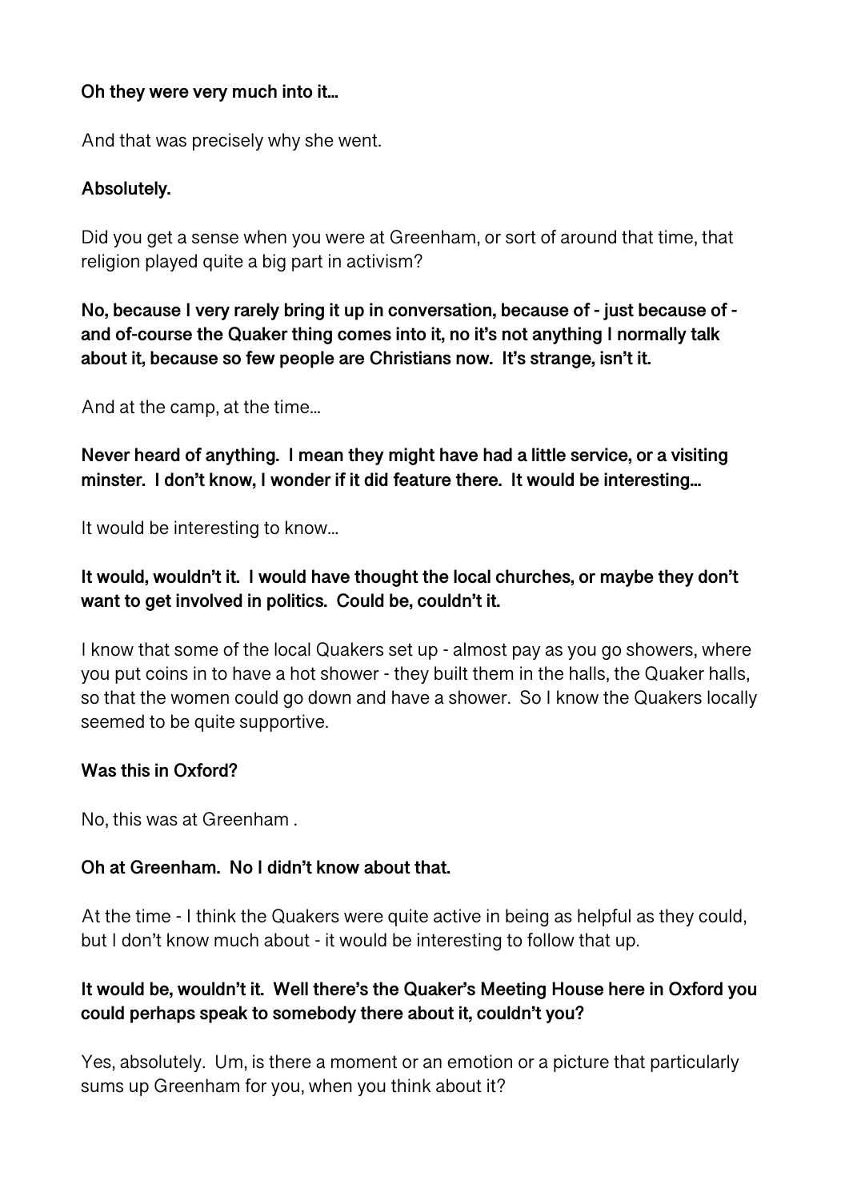**Oh they were very much into it…**

And that was precisely why she went.

**Absolutely.**

Did you get a sense when you were at Greenham, or sort of around that time, that religion played quite a big part in activism?

**No, because I very rarely bring it up in conversation, because of - just because of - and of-course the Quaker thing comes into it, no it's not anything I normally talk about it, because so few people are Christians now. It's strange, isn't it.**

And at the camp, at the time…

**Never heard of anything. I mean they might have had a little service, or a visiting minster. I don't know, I wonder if it did feature there. It would be interesting…**

It would be interesting to know…

**It would, wouldn't it. I would have thought the local churches, or maybe they don't want to get involved in politics. Could be, couldn't it.**

I know that some of the local Quakers set up - almost pay as you go showers, where you put coins in to have a hot shower - they built them in the halls, the Quaker halls, so that the women could go down and have a shower. So I know the Quakers locally seemed to be quite supportive.

**Was this in Oxford?**

No, this was at Greenham .

**Oh at Greenham. No I didn't know about that.**

At the time - I think the Quakers were quite active in being as helpful as they could, but I don't know much about - it would be interesting to follow that up.

**It would be, wouldn't it. Well there's the Quaker's Meeting House here in Oxford you could perhaps speak to somebody there about it, couldn't you?**

Yes, absolutely. Um, is there a moment or an emotion or a picture that particularly sums up Greenham for you, when you think about it?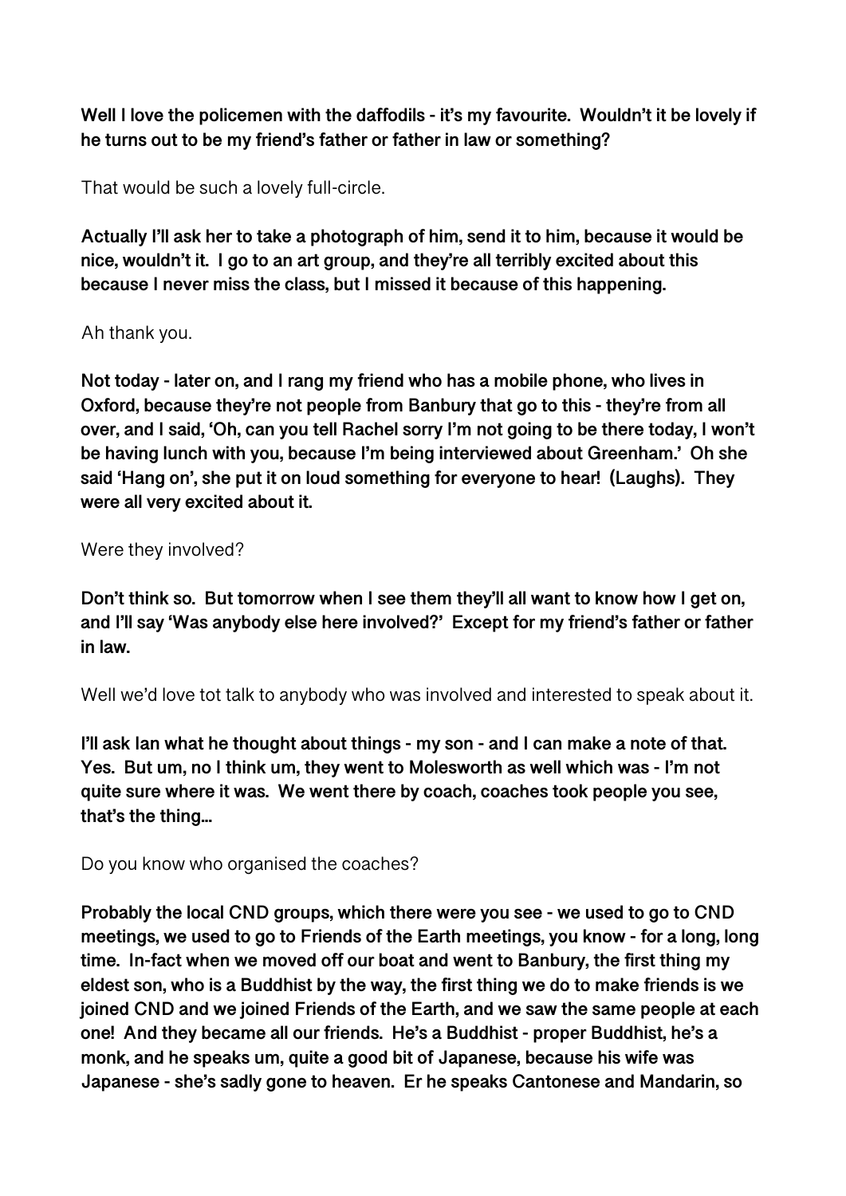**Well I love the policemen with the daffodils - it's my favourite. Wouldn't it be lovely if he turns out to be my friend's father or father in law or something?**

That would be such a lovely full-circle.

**Actually I'll ask her to take a photograph of him, send it to him, because it would be nice, wouldn't it. I go to an art group, and they're all terribly excited about this because I never miss the class, but I missed it because of this happening.**

Ah thank you.

**Not today - later on, and I rang my friend who has a mobile phone, who lives in Oxford, because they're not people from Banbury that go to this - they're from all over, and I said, 'Oh, can you tell Rachel sorry I'm not going to be there today, I won't be having lunch with you, because I'm being interviewed about Greenham.' Oh she said 'Hang on', she put it on loud something for everyone to hear! (Laughs). They were all very excited about it.**

Were they involved?

**Don't think so. But tomorrow when I see them they'll all want to know how I get on, and I'll say 'Was anybody else here involved?' Except for my friend's father or father in law.**

Well we'd love tot talk to anybody who was involved and interested to speak about it.

**I'll ask Ian what he thought about things - my son - and I can make a note of that. Yes. But um, no I think um, they went to Molesworth as well which was - I'm not quite sure where it was. We went there by coach, coaches took people you see, that's the thing…**

Do you know who organised the coaches?

**Probably the local CND groups, which there were you see - we used to go to CND meetings, we used to go to Friends of the Earth meetings, you know - for a long, long time. In-fact when we moved off our boat and went to Banbury, the first thing my eldest son, who is a Buddhist by the way, the first thing we do to make friends is we joined CND and we joined Friends of the Earth, and we saw the same people at each one! And they became all our friends. He's a Buddhist - proper Buddhist, he's a monk, and he speaks um, quite a good bit of Japanese, because his wife was Japanese - she's sadly gone to heaven. Er he speaks Cantonese and Mandarin, so**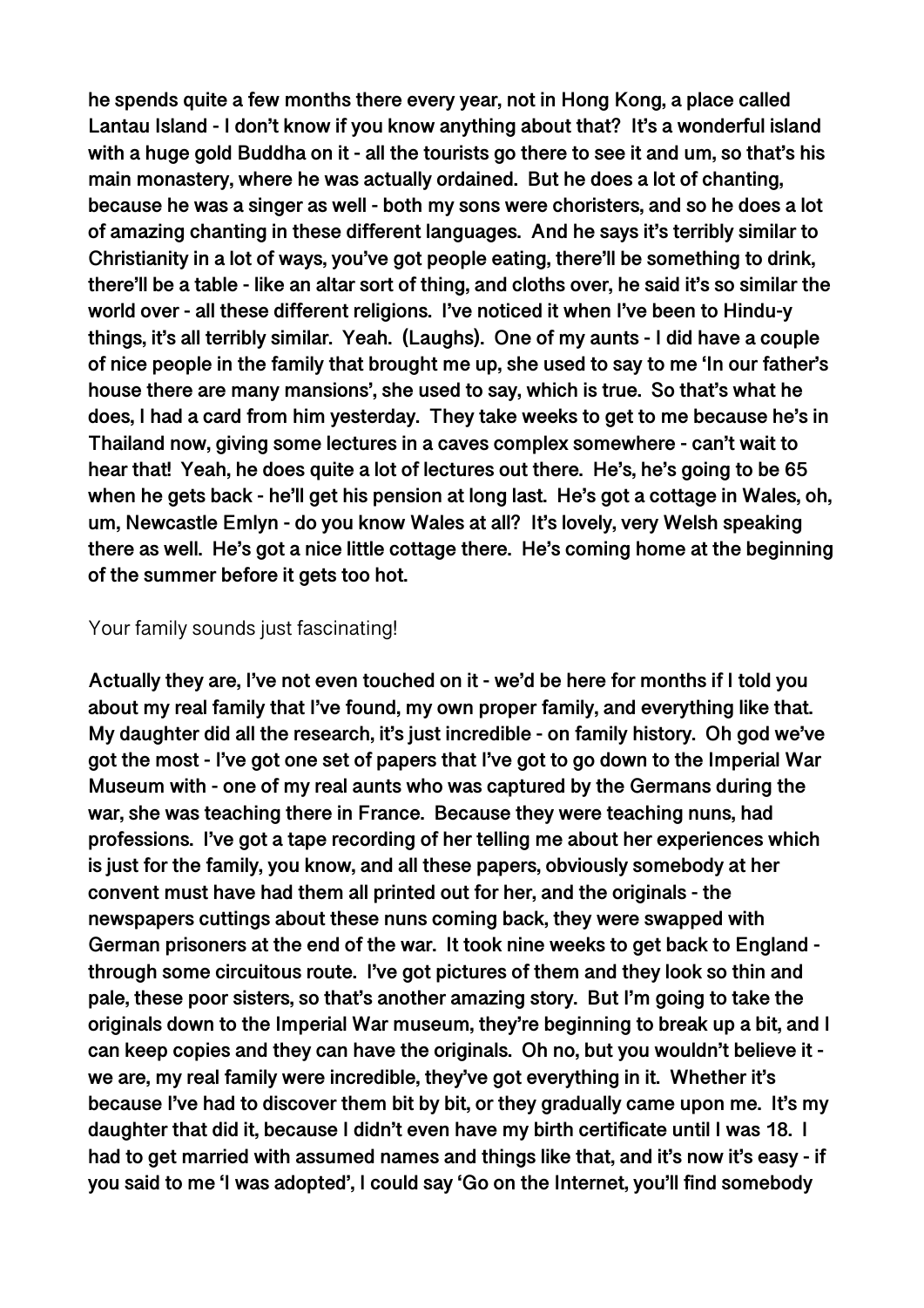**he spends quite a few months there every year, not in Hong Kong, a place called Lantau Island - I don't know if you know anything about that? It's a wonderful island with a huge gold Buddha on it - all the tourists go there to see it and um, so that's his main monastery, where he was actually ordained. But he does a lot of chanting, because he was a singer as well - both my sons were choristers, and so he does a lot of amazing chanting in these different languages. And he says it's terribly similar to Christianity in a lot of ways, you've got people eating, there'll be something to drink, there'll be a table - like an altar sort of thing, and cloths over, he said it's so similar the world over - all these different religions. I've noticed it when I've been to Hindu-y things, it's all terribly similar. Yeah. (Laughs). One of my aunts - I did have a couple of nice people in the family that brought me up, she used to say to me 'In our father's house there are many mansions', she used to say, which is true. So that's what he does, I had a card from him yesterday. They take weeks to get to me because he's in Thailand now, giving some lectures in a caves complex somewhere - can't wait to hear that! Yeah, he does quite a lot of lectures out there. He's, he's going to be 65 when he gets back - he'll get his pension at long last. He's got a cottage in Wales, oh, um, Newcastle Emlyn - do you know Wales at all? It's lovely, very Welsh speaking there as well. He's got a nice little cottage there. He's coming home at the beginning of the summer before it gets too hot.**

Your family sounds just fascinating!

**Actually they are, I've not even touched on it - we'd be here for months if I told you about my real family that I've found, my own proper family, and everything like that. My daughter did all the research, it's just incredible - on family history. Oh god we've got the most - I've got one set of papers that I've got to go down to the Imperial War Museum with - one of my real aunts who was captured by the Germans during the war, she was teaching there in France. Because they were teaching nuns, had professions. I've got a tape recording of her telling me about her experiences which is just for the family, you know, and all these papers, obviously somebody at her convent must have had them all printed out for her, and the originals - the newspapers cuttings about these nuns coming back, they were swapped with German prisoners at the end of the war. It took nine weeks to get back to England - through some circuitous route. I've got pictures of them and they look so thin and pale, these poor sisters, so that's another amazing story. But I'm going to take the originals down to the Imperial War museum, they're beginning to break up a bit, and I can keep copies and they can have the originals. Oh no, but you wouldn't believe it - we are, my real family were incredible, they've got everything in it. Whether it's because I've had to discover them bit by bit, or they gradually came upon me. It's my daughter that did it, because I didn't even have my birth certificate until I was 18. I had to get married with assumed names and things like that, and it's now it's easy - if you said to me 'I was adopted', I could say 'Go on the Internet, you'll find somebody**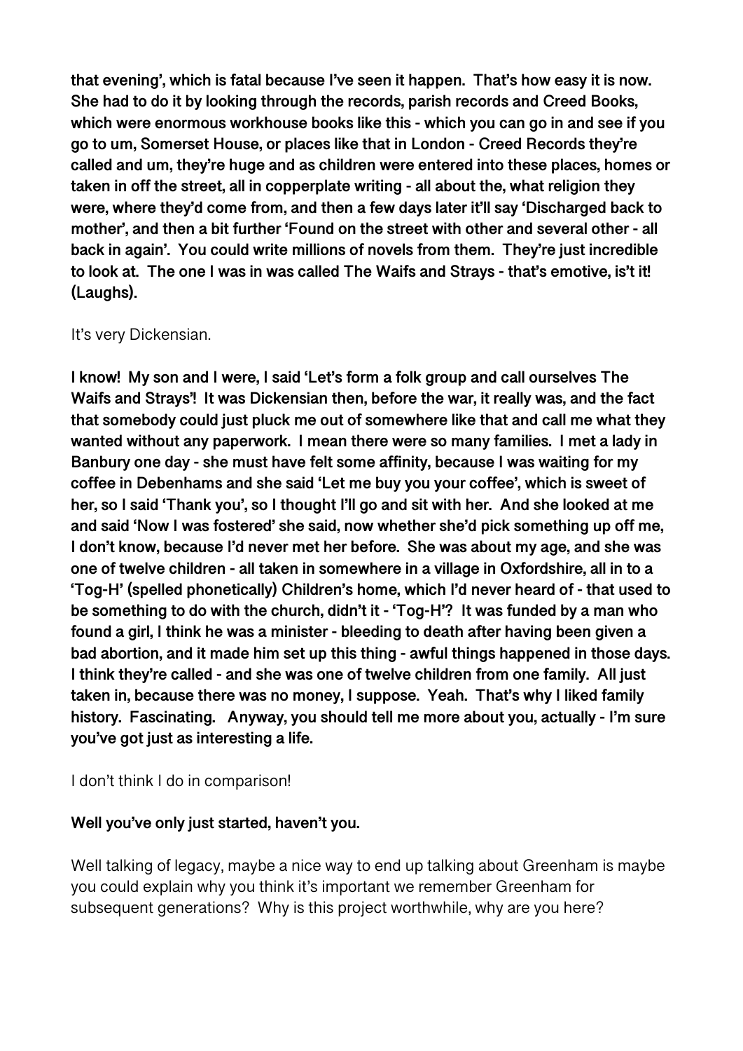**that evening', which is fatal because I've seen it happen. That's how easy it is now. She had to do it by looking through the records, parish records and Creed Books, which were enormous workhouse books like this - which you can go in and see if you go to um, Somerset House, or places like that in London - Creed Records they're called and um, they're huge and as children were entered into these places, homes or taken in off the street, all in copperplate writing - all about the, what religion they were, where they'd come from, and then a few days later it'll say 'Discharged back to mother', and then a bit further 'Found on the street with other and several other - all back in again'. You could write millions of novels from them. They're just incredible to look at. The one I was in was called The Waifs and Strays - that's emotive, is't it! (Laughs).**

It's very Dickensian.

**I know! My son and I were, I said 'Let's form a folk group and call ourselves The Waifs and Strays'! It was Dickensian then, before the war, it really was, and the fact that somebody could just pluck me out of somewhere like that and call me what they wanted without any paperwork. I mean there were so many families. I met a lady in Banbury one day - she must have felt some affinity, because I was waiting for my coffee in Debenhams and she said 'Let me buy you your coffee', which is sweet of her, so I said 'Thank you', so I thought I'll go and sit with her. And she looked at me and said 'Now I was fostered' she said, now whether she'd pick something up off me, I don't know, because I'd never met her before. She was about my age, and she was one of twelve children - all taken in somewhere in a village in Oxfordshire, all in to a 'Tog-H' (spelled phonetically) Children's home, which I'd never heard of - that used to be something to do with the church, didn't it - 'Tog-H'? It was funded by a man who found a girl, I think he was a minister - bleeding to death after having been given a bad abortion, and it made him set up this thing - awful things happened in those days. I think they're called - and she was one of twelve children from one family. All just taken in, because there was no money, I suppose. Yeah. That's why I liked family history. Fascinating. Anyway, you should tell me more about you, actually - I'm sure you've got just as interesting a life.**

I don't think I do in comparison!

**Well you've only just started, haven't you.**

Well talking of legacy, maybe a nice way to end up talking about Greenham is maybe you could explain why you think it's important we remember Greenham for subsequent generations? Why is this project worthwhile, why are you here?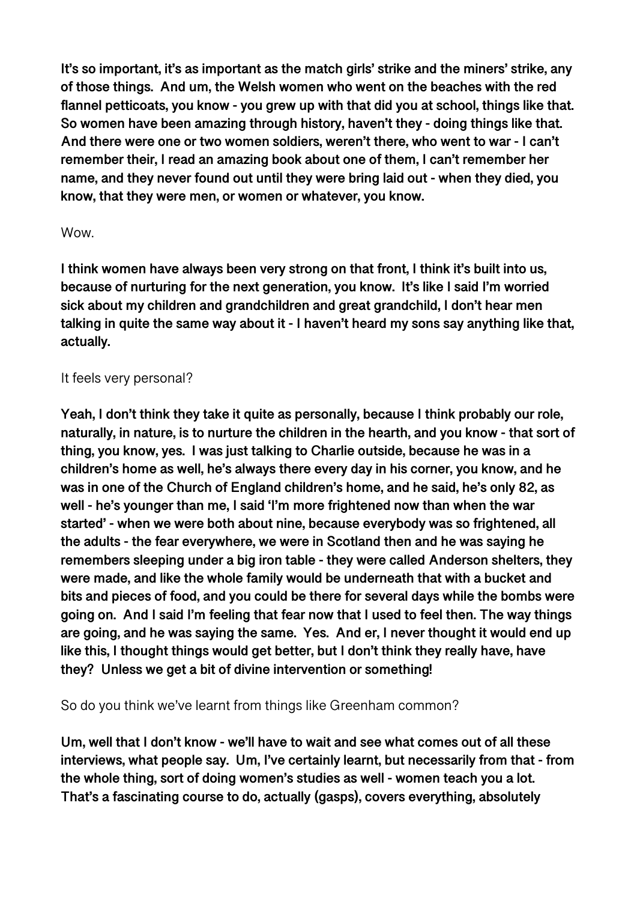**It's so important, it's as important as the match girls' strike and the miners' strike, any of those things. And um, the Welsh women who went on the beaches with the red flannel petticoats, you know - you grew up with that did you at school, things like that. So women have been amazing through history, haven't they - doing things like that. And there were one or two women soldiers, weren't there, who went to war - I can't remember their, I read an amazing book about one of them, I can't remember her name, and they never found out until they were bring laid out - when they died, you know, that they were men, or women or whatever, you know.**

Wow.

**I think women have always been very strong on that front, I think it's built into us, because of nurturing for the next generation, you know. It's like I said I'm worried sick about my children and grandchildren and great grandchild, I don't hear men talking in quite the same way about it - I haven't heard my sons say anything like that, actually.**

It feels very personal?

**Yeah, I don't think they take it quite as personally, because I think probably our role, naturally, in nature, is to nurture the children in the hearth, and you know - that sort of thing, you know, yes. I was just talking to Charlie outside, because he was in a children's home as well, he's always there every day in his corner, you know, and he was in one of the Church of England children's home, and he said, he's only 82, as well - he's younger than me, I said 'I'm more frightened now than when the war started' - when we were both about nine, because everybody was so frightened, all the adults - the fear everywhere, we were in Scotland then and he was saying he remembers sleeping under a big iron table - they were called Anderson shelters, they were made, and like the whole family would be underneath that with a bucket and bits and pieces of food, and you could be there for several days while the bombs were going on. And I said I'm feeling that fear now that I used to feel then. The way things are going, and he was saying the same. Yes. And er, I never thought it would end up like this, I thought things would get better, but I don't think they really have, have they? Unless we get a bit of divine intervention or something!**

So do you think we've learnt from things like Greenham common?

**Um, well that I don't know - we'll have to wait and see what comes out of all these interviews, what people say. Um, I've certainly learnt, but necessarily from that - from the whole thing, sort of doing women's studies as well - women teach you a lot. That's a fascinating course to do, actually (gasps), covers everything, absolutely**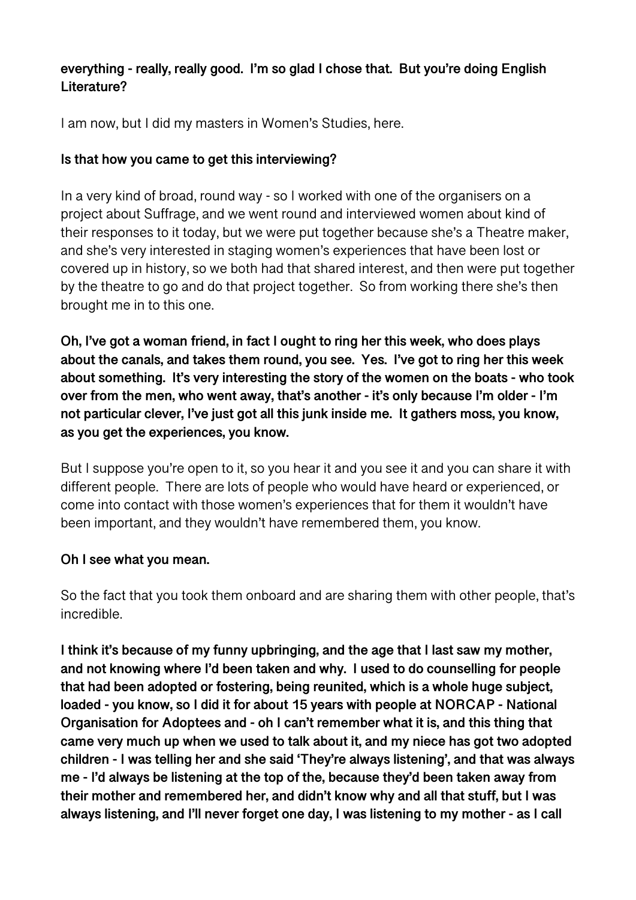**everything - really, really good. I'm so glad I chose that. But you're doing English Literature?**

I am now, but I did my masters in Women's Studies, here.

**Is that how you came to get this interviewing?**

In a very kind of broad, round way - so I worked with one of the organisers on a project about Suffrage, and we went round and interviewed women about kind of their responses to it today, but we were put together because she's a Theatre maker, and she's very interested in staging women's experiences that have been lost or covered up in history, so we both had that shared interest, and then were put together by the theatre to go and do that project together. So from working there she's then brought me in to this one.

**Oh, I've got a woman friend, in fact I ought to ring her this week, who does plays about the canals, and takes them round, you see. Yes. I've got to ring her this week about something. It's very interesting the story of the women on the boats - who took over from the men, who went away, that's another - it's only because I'm older - I'm not particular clever, I've just got all this junk inside me. It gathers moss, you know, as you get the experiences, you know.**

But I suppose you're open to it, so you hear it and you see it and you can share it with different people. There are lots of people who would have heard or experienced, or come into contact with those women's experiences that for them it wouldn't have been important, and they wouldn't have remembered them, you know.

**Oh I see what you mean.**

So the fact that you took them onboard and are sharing them with other people, that's incredible.

**I think it's because of my funny upbringing, and the age that I last saw my mother, and not knowing where I'd been taken and why. I used to do counselling for people that had been adopted or fostering, being reunited, which is a whole huge subject, loaded - you know, so I did it for about 15 years with people at NORCAP - National Organisation for Adoptees and - oh I can't remember what it is, and this thing that came very much up when we used to talk about it, and my niece has got two adopted children - I was telling her and she said 'They're always listening', and that was always me - I'd always be listening at the top of the, because they'd been taken away from their mother and remembered her, and didn't know why and all that stuff, but I was always listening, and I'll never forget one day, I was listening to my mother - as I call**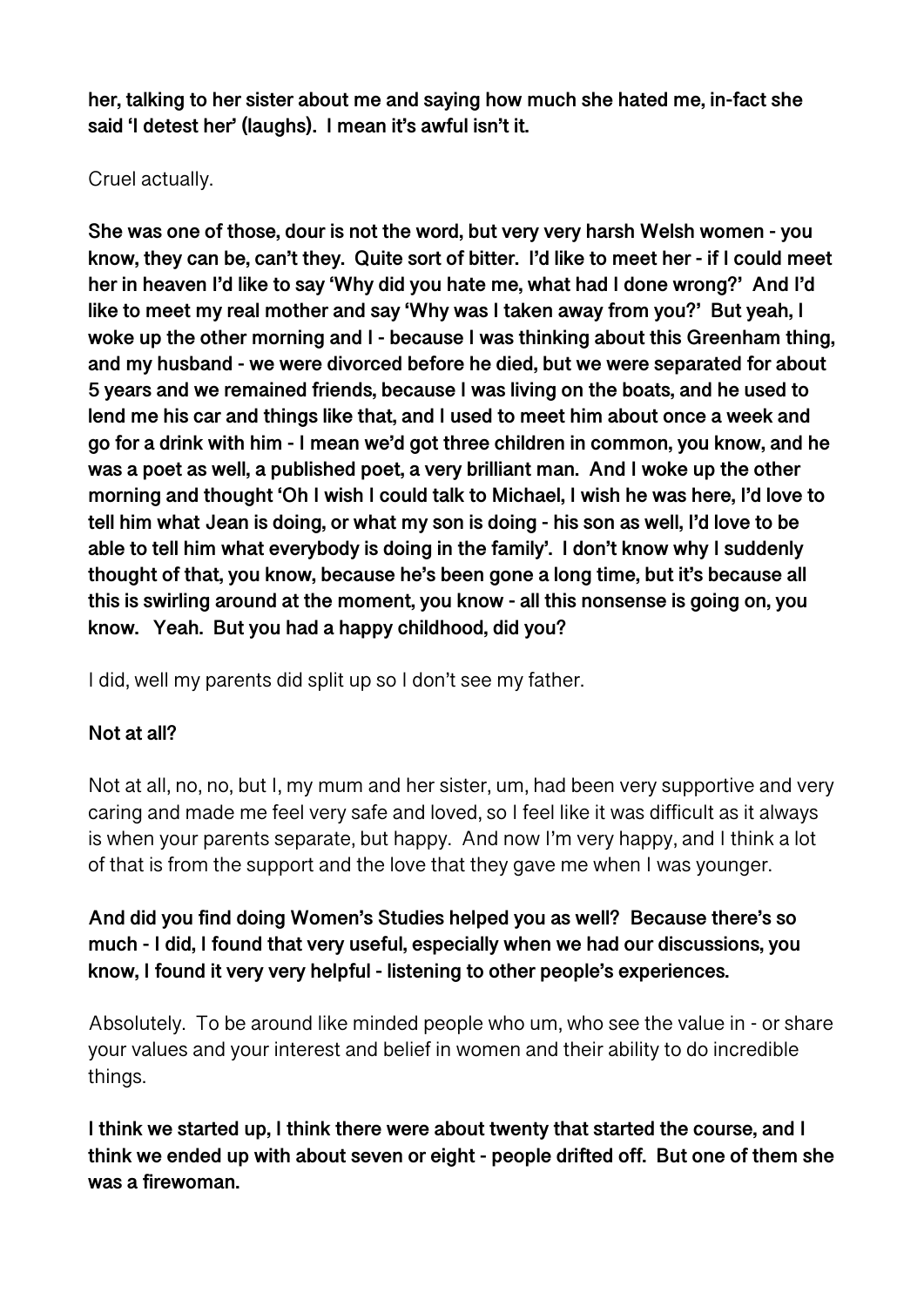**her, talking to her sister about me and saying how much she hated me, in-fact she said 'I detest her' (laughs). I mean it's awful isn't it.**

Cruel actually.

**She was one of those, dour is not the word, but very very harsh Welsh women - you know, they can be, can't they. Quite sort of bitter. I'd like to meet her - if I could meet her in heaven I'd like to say 'Why did you hate me, what had I done wrong?' And I'd like to meet my real mother and say 'Why was I taken away from you?' But yeah, I woke up the other morning and I - because I was thinking about this Greenham thing, and my husband - we were divorced before he died, but we were separated for about 5 years and we remained friends, because I was living on the boats, and he used to lend me his car and things like that, and I used to meet him about once a week and go for a drink with him - I mean we'd got three children in common, you know, and he was a poet as well, a published poet, a very brilliant man. And I woke up the other morning and thought 'Oh I wish I could talk to Michael, I wish he was here, I'd love to tell him what Jean is doing, or what my son is doing - his son as well, I'd love to be able to tell him what everybody is doing in the family'. I don't know why I suddenly thought of that, you know, because he's been gone a long time, but it's because all this is swirling around at the moment, you know - all this nonsense is going on, you know. Yeah. But you had a happy childhood, did you?**

I did, well my parents did split up so I don't see my father.

**Not at all?**

Not at all, no, no, but I, my mum and her sister, um, had been very supportive and very caring and made me feel very safe and loved, so I feel like it was difficult as it always is when your parents separate, but happy. And now I'm very happy, and I think a lot of that is from the support and the love that they gave me when I was younger.

**And did you find doing Women's Studies helped you as well? Because there's so much - I did, I found that very useful, especially when we had our discussions, you know, I found it very very helpful - listening to other people's experiences.**

Absolutely. To be around like minded people who um, who see the value in - or share your values and your interest and belief in women and their ability to do incredible things.

**I think we started up, I think there were about twenty that started the course, and I think we ended up with about seven or eight - people drifted off. But one of them she was a firewoman.**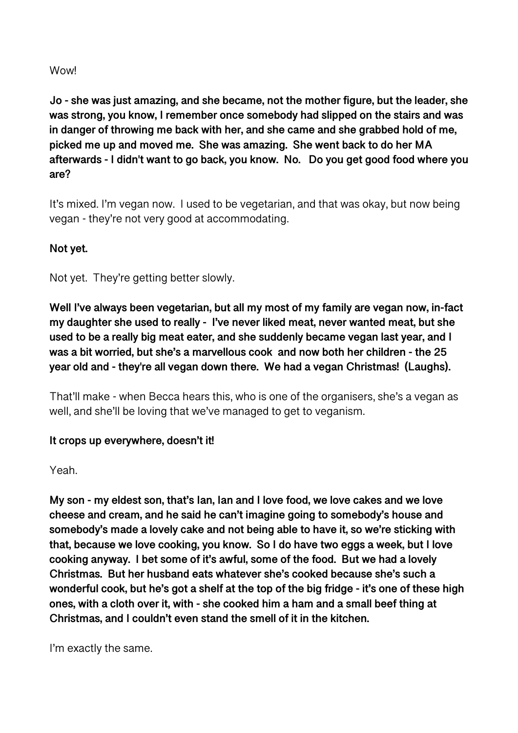Wow!

**Jo - she was just amazing, and she became, not the mother figure, but the leader, she was strong, you know, I remember once somebody had slipped on the stairs and was in danger of throwing me back with her, and she came and she grabbed hold of me, picked me up and moved me. She was amazing. She went back to do her MA afterwards - I didn't want to go back, you know. No. Do you get good food where you are?**

It's mixed. I'm vegan now. I used to be vegetarian, and that was okay, but now being vegan - they're not very good at accommodating.

**Not yet.**

Not yet. They're getting better slowly.

**Well I've always been vegetarian, but all my most of my family are vegan now, in-fact my daughter she used to really - I've never liked meat, never wanted meat, but she used to be a really big meat eater, and she suddenly became vegan last year, and I was a bit worried, but she's a marvellous cook and now both her children - the 25 year old and - they're all vegan down there. We had a vegan Christmas! (Laughs).**

That'll make - when Becca hears this, who is one of the organisers, she's a vegan as well, and she'll be loving that we've managed to get to veganism.

**It crops up everywhere, doesn't it!**

Yeah.

**My son - my eldest son, that's Ian, Ian and I love food, we love cakes and we love cheese and cream, and he said he can't imagine going to somebody's house and somebody's made a lovely cake and not being able to have it, so we're sticking with that, because we love cooking, you know. So I do have two eggs a week, but I love cooking anyway. I bet some of it's awful, some of the food. But we had a lovely Christmas. But her husband eats whatever she's cooked because she's such a wonderful cook, but he's got a shelf at the top of the big fridge - it's one of these high ones, with a cloth over it, with - she cooked him a ham and a small beef thing at Christmas, and I couldn't even stand the smell of it in the kitchen.**

I'm exactly the same.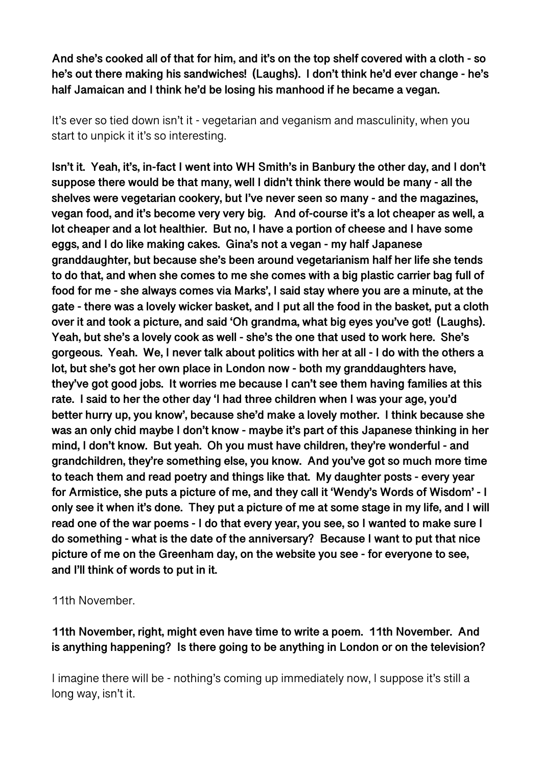**And she's cooked all of that for him, and it's on the top shelf covered with a cloth - so he's out there making his sandwiches! (Laughs). I don't think he'd ever change - he's half Jamaican and I think he'd be losing his manhood if he became a vegan.**

It's ever so tied down isn't it - vegetarian and veganism and masculinity, when you start to unpick it it's so interesting.

**Isn't it. Yeah, it's, in-fact I went into WH Smith's in Banbury the other day, and I don't suppose there would be that many, well I didn't think there would be many - all the shelves were vegetarian cookery, but I've never seen so many - and the magazines, vegan food, and it's become very very big. And of-course it's a lot cheaper as well, a lot cheaper and a lot healthier. But no, I have a portion of cheese and I have some eggs, and I do like making cakes. Gina's not a vegan - my half Japanese granddaughter, but because she's been around vegetarianism half her life she tends to do that, and when she comes to me she comes with a big plastic carrier bag full of food for me - she always comes via Marks', I said stay where you are a minute, at the gate - there was a lovely wicker basket, and I put all the food in the basket, put a cloth over it and took a picture, and said 'Oh grandma, what big eyes you've got! (Laughs). Yeah, but she's a lovely cook as well - she's the one that used to work here. She's gorgeous. Yeah. We, I never talk about politics with her at all - I do with the others a lot, but she's got her own place in London now - both my granddaughters have, they've got good jobs. It worries me because I can't see them having families at this rate. I said to her the other day 'I had three children when I was your age, you'd better hurry up, you know', because she'd make a lovely mother. I think because she was an only chid maybe I don't know - maybe it's part of this Japanese thinking in her mind, I don't know. But yeah. Oh you must have children, they're wonderful - and grandchildren, they're something else, you know. And you've got so much more time to teach them and read poetry and things like that. My daughter posts - every year for Armistice, she puts a picture of me, and they call it 'Wendy's Words of Wisdom' - I only see it when it's done. They put a picture of me at some stage in my life, and I will read one of the war poems - I do that every year, you see, so I wanted to make sure I do something - what is the date of the anniversary? Because I want to put that nice picture of me on the Greenham day, on the website you see - for everyone to see, and I'll think of words to put in it.**

11th November.

**11th November, right, might even have time to write a poem. 11th November. And is anything happening? Is there going to be anything in London or on the television?**

I imagine there will be - nothing's coming up immediately now, I suppose it's still a long way, isn't it.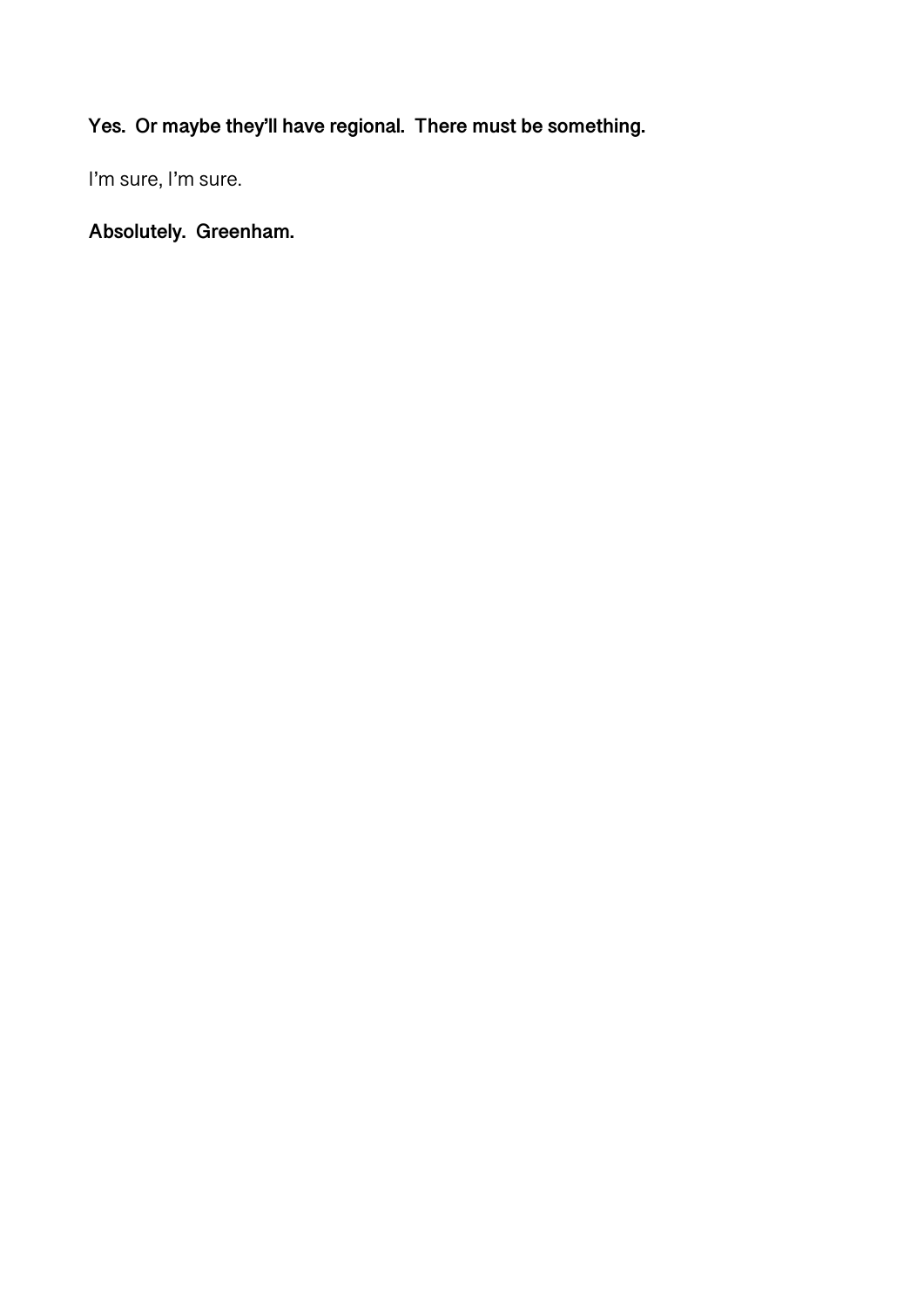**Yes.  Or maybe they'll have regional.  There must be something.**

I'm sure, I'm sure.

**Absolutely.  Greenham.**